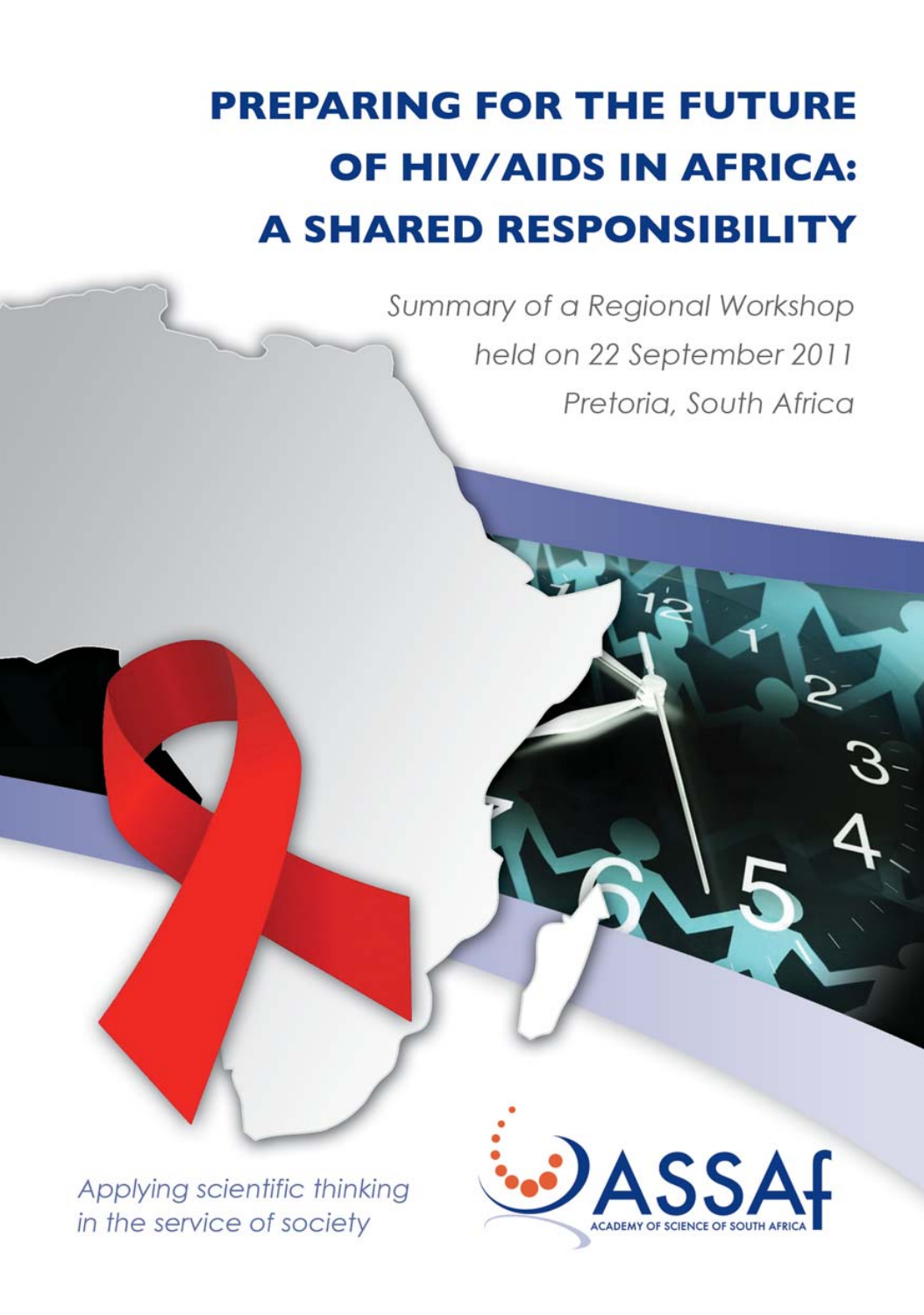# PREPARING FOR THE FUTURE OF HIV/AIDS IN AFRICA: A SHARED RESPONSIBILITY

*Summary of a Regional Workshop held on 22 September 2011 Pretoria, South Africa*

*Applying scientific thinking in the service of society*

ASSAf
ACADEMY OF SCIENCE OF SOUTH AFRICA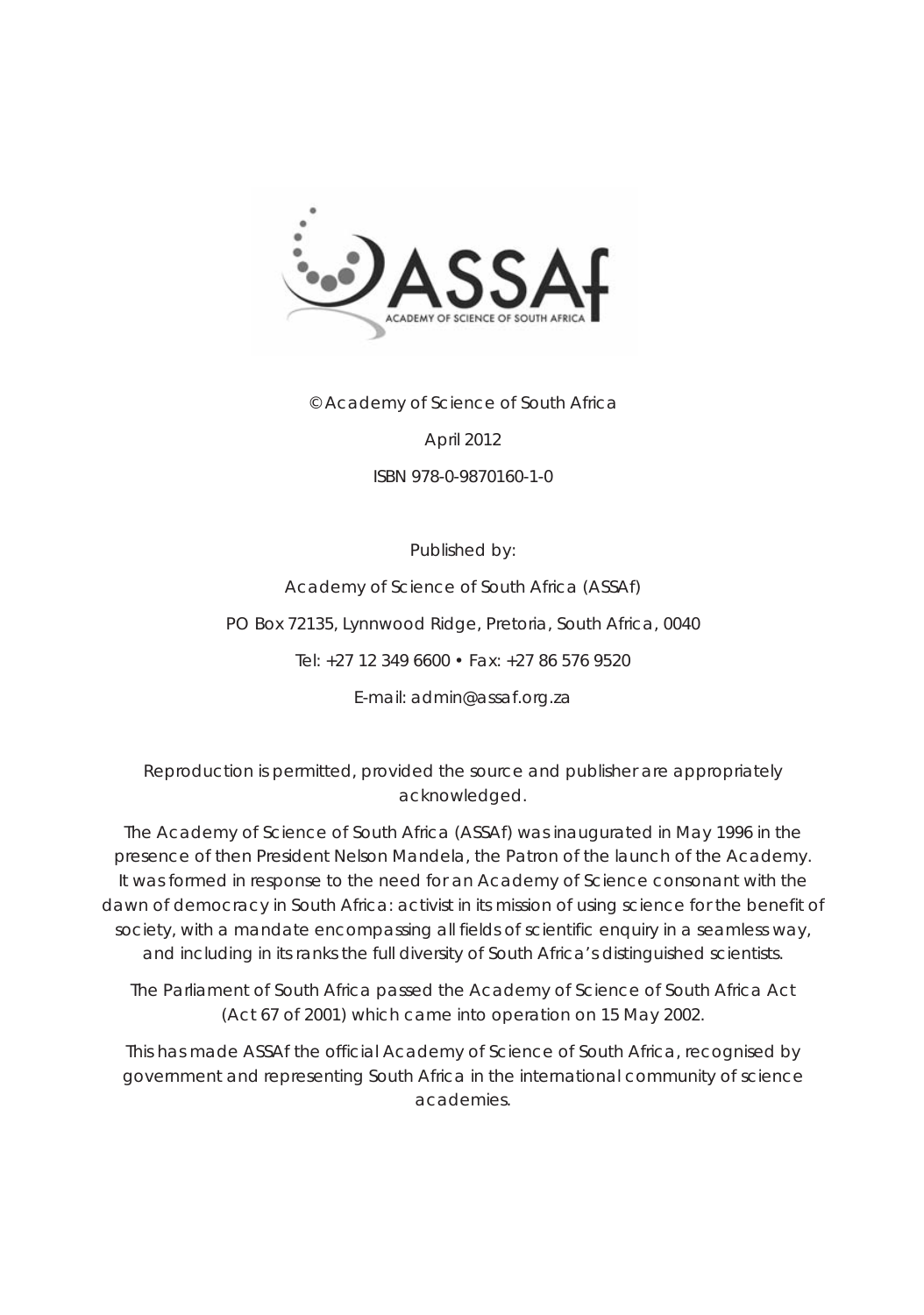© Academy of Science of South Africa

April 2012

ISBN 978-0-9870160-1-0

Published by:

Academy of Science of South Africa (ASSAf)

PO Box 72135, Lynnwood Ridge, Pretoria, South Africa, 0040

Tel: +27 12 349 6600 • Fax: +27 86 576 9520

E-mail: admin@assaf.org.za

Reproduction is permitted, provided the source and publisher are appropriately acknowledged.

The Academy of Science of South Africa (ASSAf) was inaugurated in May 1996 in the presence of then President Nelson Mandela, the Patron of the launch of the Academy. It was formed in response to the need for an Academy of Science consonant with the dawn of democracy in South Africa: activist in its mission of using science for the benefit of society, with a mandate encompassing all fields of scientific enquiry in a seamless way, and including in its ranks the full diversity of South Africa's distinguished scientists.

The Parliament of South Africa passed the Academy of Science of South Africa Act (Act 67 of 2001) which came into operation on 15 May 2002.

This has made ASSAf the official Academy of Science of South Africa, recognised by government and representing South Africa in the international community of science academies.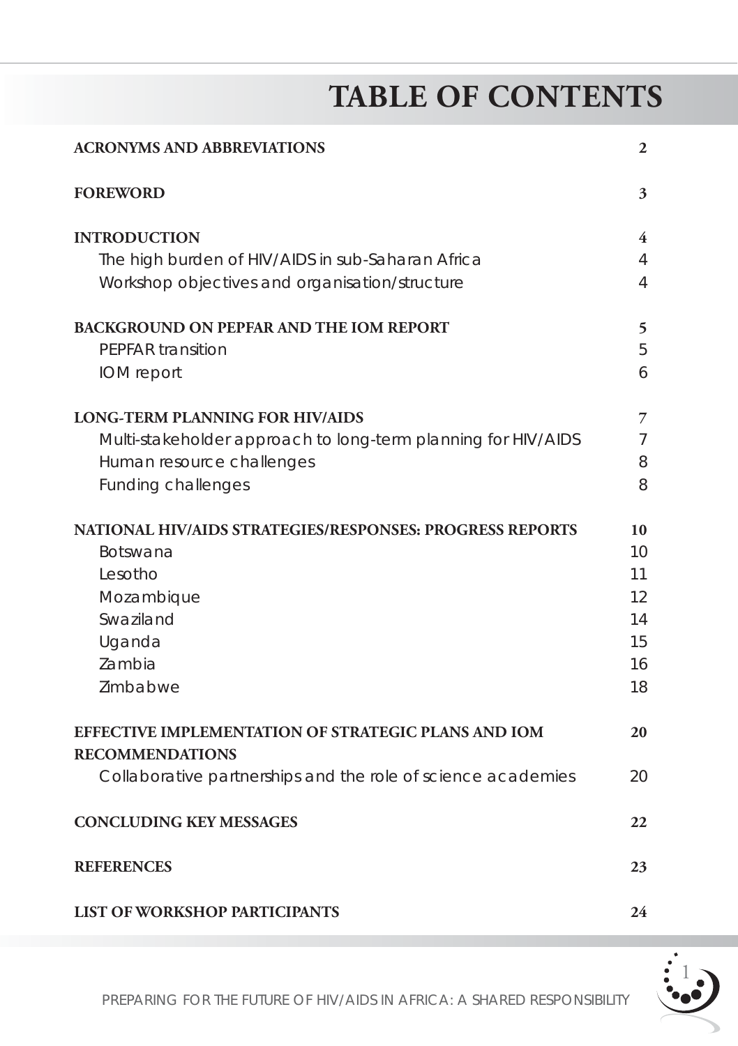# TABLE OF CONTENTS

| | |
|---|---|
| **ACRONYMS AND ABBREVIATIONS** | **2** |
| **FOREWORD** | **3** |
| **INTRODUCTION** | **4** |
| The high burden of HIV/AIDS in sub-Saharan Africa | 4 |
| Workshop objectives and organisation/structure | 4 |
| **BACKGROUND ON PEPFAR AND THE IOM REPORT** | **5** |
| PEPFAR transition | 5 |
| IOM report | 6 |
| **LONG-TERM PLANNING FOR HIV/AIDS** | **7** |
| Multi-stakeholder approach to long-term planning for HIV/AIDS | 7 |
| Human resource challenges | 8 |
| Funding challenges | 8 |
| **NATIONAL HIV/AIDS STRATEGIES/RESPONSES: PROGRESS REPORTS** | **10** |
| Botswana | 10 |
| Lesotho | 11 |
| Mozambique | 12 |
| Swaziland | 14 |
| Uganda | 15 |
| Zambia | 16 |
| Zimbabwe | 18 |
| **EFFECTIVE IMPLEMENTATION OF STRATEGIC PLANS AND IOM RECOMMENDATIONS** | **20** |
| Collaborative partnerships and the role of science academies | 20 |
| **CONCLUDING KEY MESSAGES** | **22** |
| **REFERENCES** | **23** |
| **LIST OF WORKSHOP PARTICIPANTS** | **24** |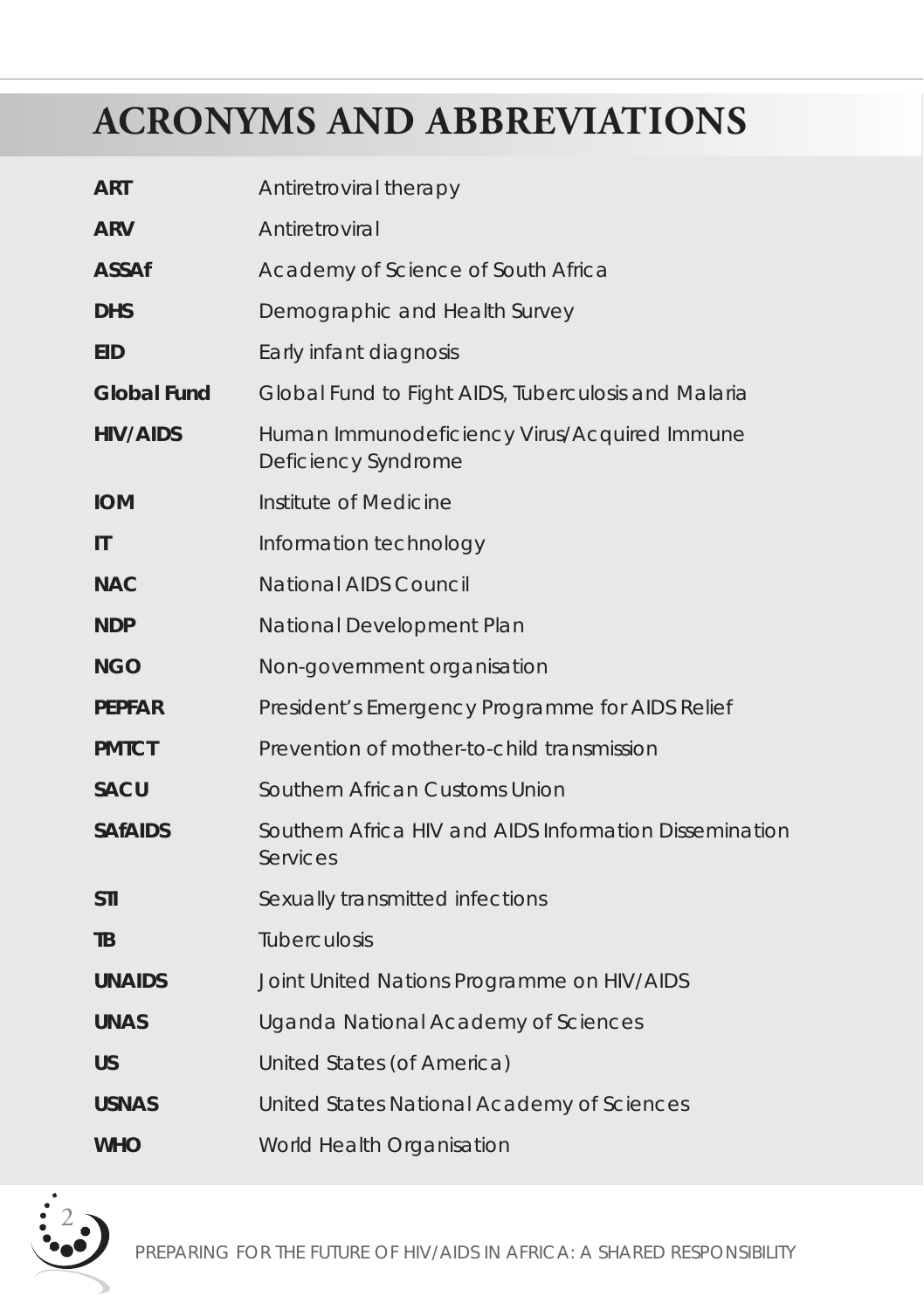# ACRONYMS AND ABBREVIATIONS

| | |
|---|---|
| **ART** | Antiretroviral therapy |
| **ARV** | Antiretroviral |
| **ASSAf** | Academy of Science of South Africa |
| **DHS** | Demographic and Health Survey |
| **EID** | Early infant diagnosis |
| **Global Fund** | Global Fund to Fight AIDS, Tuberculosis and Malaria |
| **HIV/AIDS** | Human Immunodeficiency Virus/Acquired Immune Deficiency Syndrome |
| **IOM** | Institute of Medicine |
| **IT** | Information technology |
| **NAC** | National AIDS Council |
| **NDP** | National Development Plan |
| **NGO** | Non-government organisation |
| **PEPFAR** | President's Emergency Programme for AIDS Relief |
| **PMTCT** | Prevention of mother-to-child transmission |
| **SACU** | Southern African Customs Union |
| **SAfAIDS** | Southern Africa HIV and AIDS Information Dissemination Services |
| **STI** | Sexually transmitted infections |
| **TB** | Tuberculosis |
| **UNAIDS** | Joint United Nations Programme on HIV/AIDS |
| **UNAS** | Uganda National Academy of Sciences |
| **US** | United States (of America) |
| **USNAS** | United States National Academy of Sciences |
| **WHO** | World Health Organisation |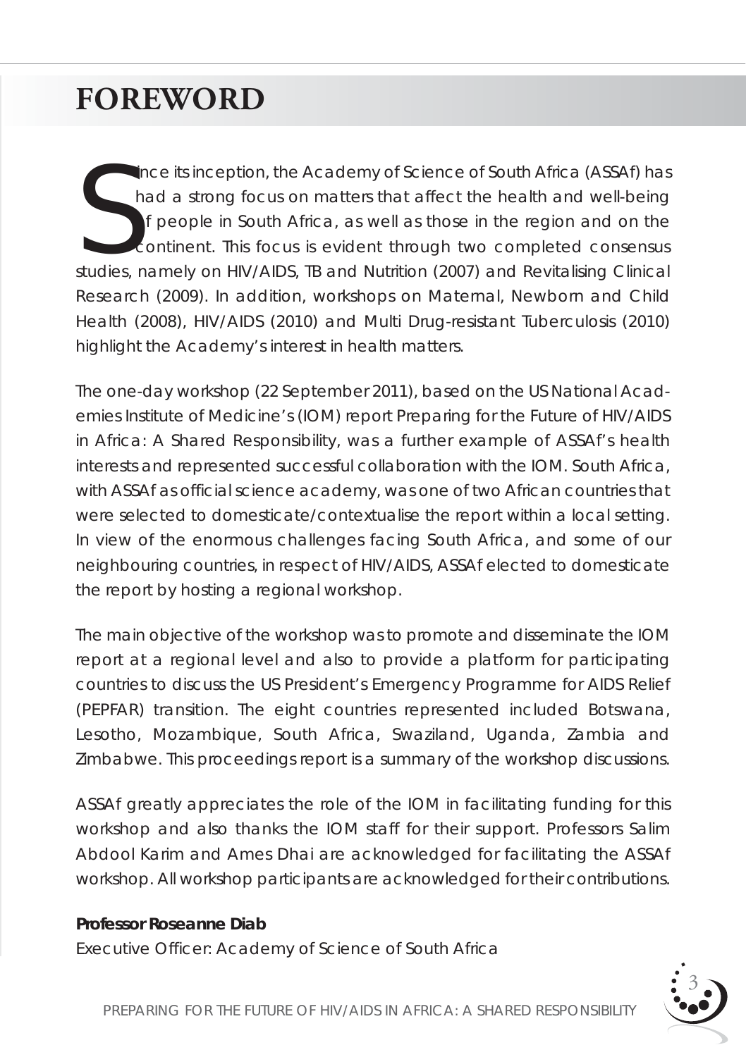# FOREWORD

Since its inception, the Academy of Science of South Africa (ASSAf) has had a strong focus on matters that affect the health and well-being of people in South Africa, as well as those in the region and on the continent. This focus is evident through two completed consensus studies, namely on HIV/AIDS, TB and Nutrition (2007) and Revitalising Clinical Research (2009). In addition, workshops on Maternal, Newborn and Child Health (2008), HIV/AIDS (2010) and Multi Drug-resistant Tuberculosis (2010) highlight the Academy's interest in health matters.

The one-day workshop (22 September 2011), based on the US National Academies Institute of Medicine's (IOM) report Preparing for the Future of HIV/AIDS in Africa: A Shared Responsibility, was a further example of ASSAf's health interests and represented successful collaboration with the IOM. South Africa, with ASSAf as official science academy, was one of two African countries that were selected to domesticate/contextualise the report within a local setting. In view of the enormous challenges facing South Africa, and some of our neighbouring countries, in respect of HIV/AIDS, ASSAf elected to domesticate the report by hosting a regional workshop.

The main objective of the workshop was to promote and disseminate the IOM report at a regional level and also to provide a platform for participating countries to discuss the US President's Emergency Programme for AIDS Relief (PEPFAR) transition. The eight countries represented included Botswana, Lesotho, Mozambique, South Africa, Swaziland, Uganda, Zambia and Zimbabwe. This proceedings report is a summary of the workshop discussions.

ASSAf greatly appreciates the role of the IOM in facilitating funding for this workshop and also thanks the IOM staff for their support. Professors Salim Abdool Karim and Ames Dhai are acknowledged for facilitating the ASSAf workshop. All workshop participants are acknowledged for their contributions.

**Professor Roseanne Diab**
Executive Officer: Academy of Science of South Africa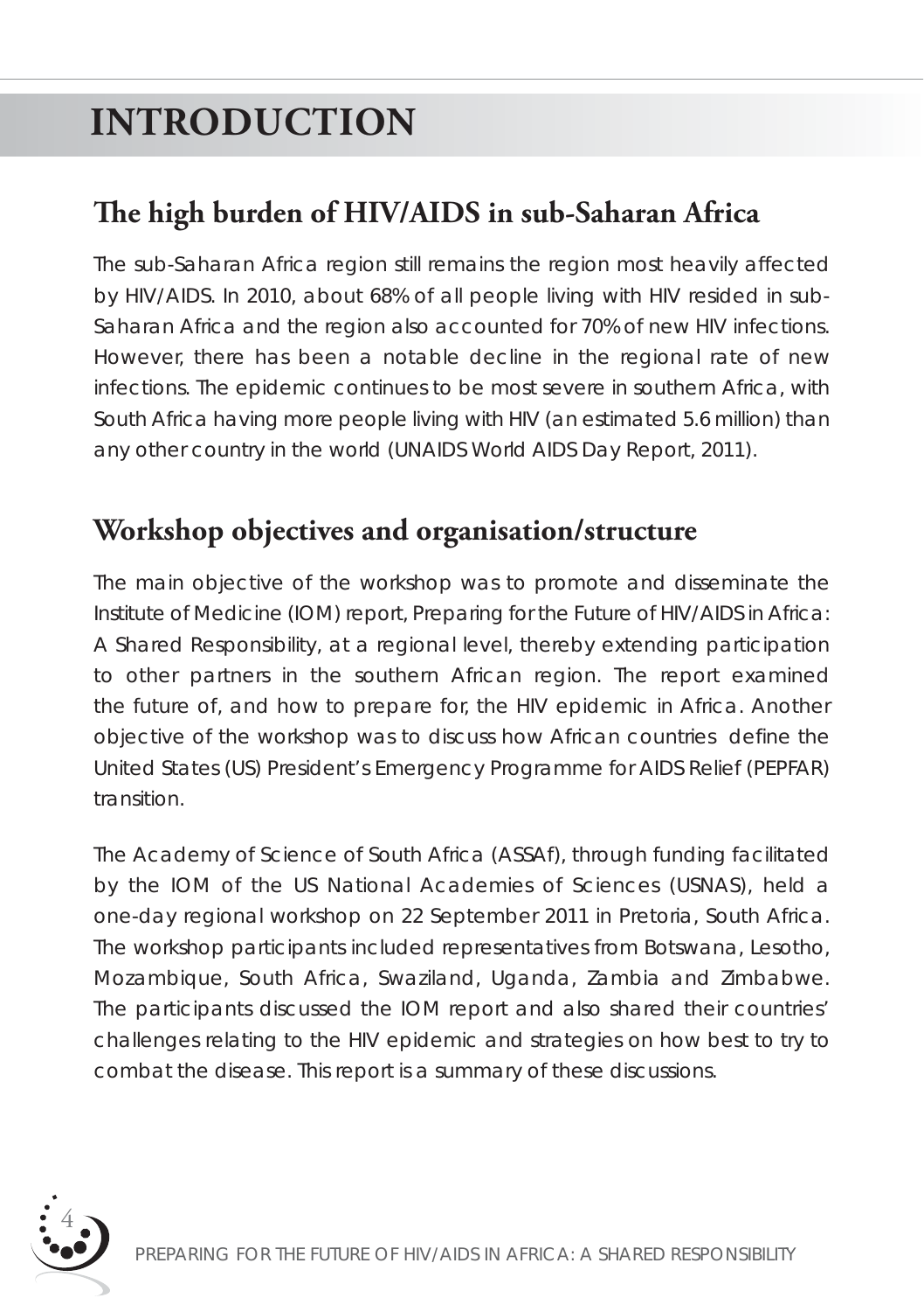# INTRODUCTION

## The high burden of HIV/AIDS in sub-Saharan Africa

The sub-Saharan Africa region still remains the region most heavily affected by HIV/AIDS. In 2010, about 68% of all people living with HIV resided in sub-Saharan Africa and the region also accounted for 70% of new HIV infections. However, there has been a notable decline in the regional rate of new infections. The epidemic continues to be most severe in southern Africa, with South Africa having more people living with HIV (an estimated 5.6 million) than any other country in the world (UNAIDS World AIDS Day Report, 2011).

## Workshop objectives and organisation/structure

The main objective of the workshop was to promote and disseminate the Institute of Medicine (IOM) report, Preparing for the Future of HIV/AIDS in Africa: A Shared Responsibility, at a regional level, thereby extending participation to other partners in the southern African region. The report examined the future of, and how to prepare for, the HIV epidemic in Africa. Another objective of the workshop was to discuss how African countries define the United States (US) President's Emergency Programme for AIDS Relief (PEPFAR) transition.

The Academy of Science of South Africa (ASSAf), through funding facilitated by the IOM of the US National Academies of Sciences (USNAS), held a one-day regional workshop on 22 September 2011 in Pretoria, South Africa. The workshop participants included representatives from Botswana, Lesotho, Mozambique, South Africa, Swaziland, Uganda, Zambia and Zimbabwe. The participants discussed the IOM report and also shared their countries' challenges relating to the HIV epidemic and strategies on how best to try to combat the disease. This report is a summary of these discussions.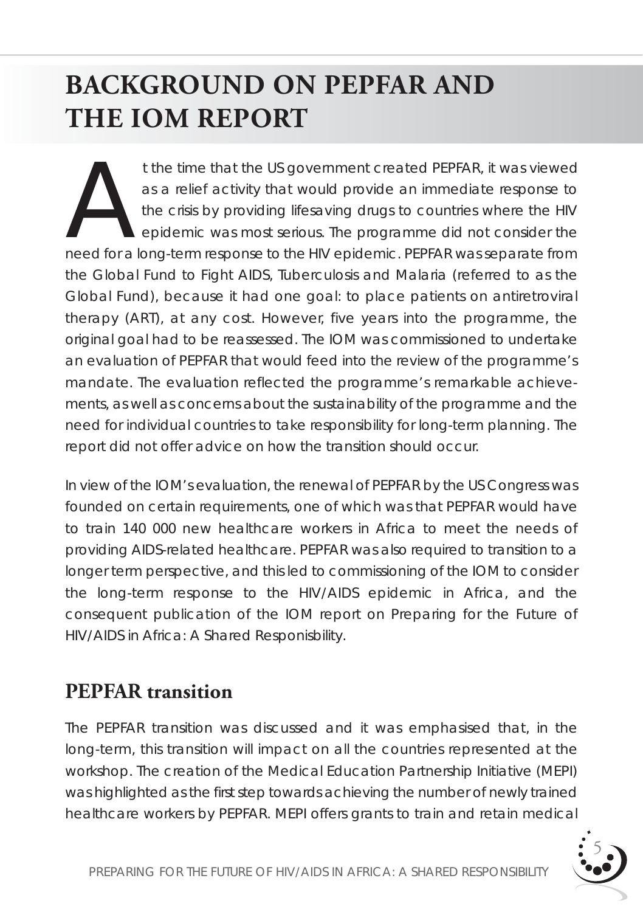# BACKGROUND ON PEPFAR AND THE IOM REPORT

At the time that the US government created PEPFAR, it was viewed as a relief activity that would provide an immediate response to the crisis by providing lifesaving drugs to countries where the HIV epidemic was most serious. The programme did not consider the need for a long-term response to the HIV epidemic. PEPFAR was separate from the Global Fund to Fight AIDS, Tuberculosis and Malaria (referred to as the Global Fund), because it had one goal: to place patients on antiretroviral therapy (ART), at any cost. However, five years into the programme, the original goal had to be reassessed. The IOM was commissioned to undertake an evaluation of PEPFAR that would feed into the review of the programme's mandate. The evaluation reflected the programme's remarkable achievements, as well as concerns about the sustainability of the programme and the need for individual countries to take responsibility for long-term planning. The report did not offer advice on how the transition should occur.

In view of the IOM's evaluation, the renewal of PEPFAR by the US Congress was founded on certain requirements, one of which was that PEPFAR would have to train 140 000 new healthcare workers in Africa to meet the needs of providing AIDS-related healthcare. PEPFAR was also required to transition to a longer term perspective, and this led to commissioning of the IOM to consider the long-term response to the HIV/AIDS epidemic in Africa, and the consequent publication of the IOM report on Preparing for the Future of HIV/AIDS in Africa: A Shared Responisbility.

## PEPFAR transition

The PEPFAR transition was discussed and it was emphasised that, in the long-term, this transition will impact on all the countries represented at the workshop. The creation of the Medical Education Partnership Initiative (MEPI) was highlighted as the first step towards achieving the number of newly trained healthcare workers by PEPFAR. MEPI offers grants to train and retain medical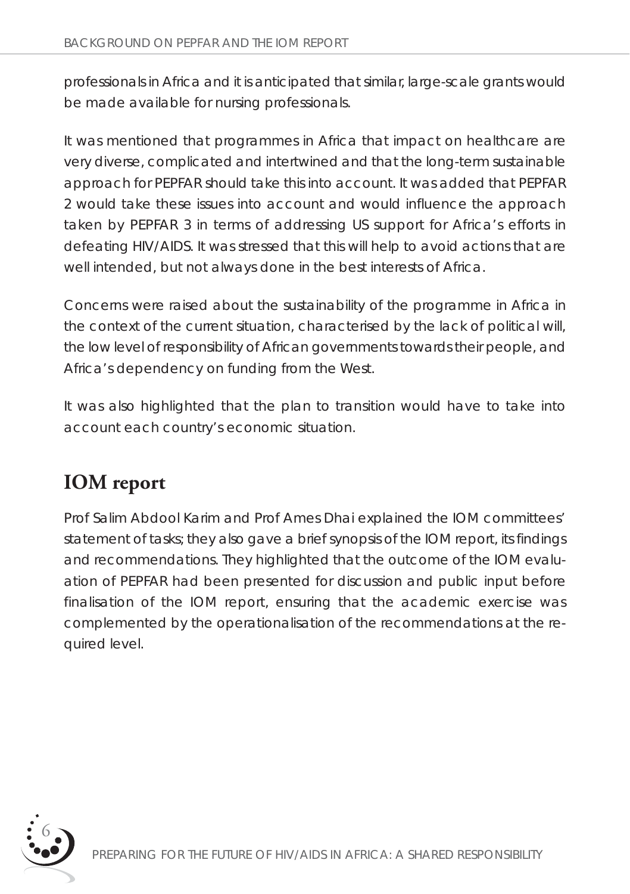professionals in Africa and it is anticipated that similar, large-scale grants would be made available for nursing professionals.

It was mentioned that programmes in Africa that impact on healthcare are very diverse, complicated and intertwined and that the long-term sustainable approach for PEPFAR should take this into account. It was added that PEPFAR 2 would take these issues into account and would influence the approach taken by PEPFAR 3 in terms of addressing US support for Africa's efforts in defeating HIV/AIDS. It was stressed that this will help to avoid actions that are well intended, but not always done in the best interests of Africa.

Concerns were raised about the sustainability of the programme in Africa in the context of the current situation, characterised by the lack of political will, the low level of responsibility of African governments towards their people, and Africa's dependency on funding from the West.

It was also highlighted that the plan to transition would have to take into account each country's economic situation.

## IOM report

Prof Salim Abdool Karim and Prof Ames Dhai explained the IOM committees' statement of tasks; they also gave a brief synopsis of the IOM report, its findings and recommendations. They highlighted that the outcome of the IOM evaluation of PEPFAR had been presented for discussion and public input before finalisation of the IOM report, ensuring that the academic exercise was complemented by the operationalisation of the recommendations at the required level.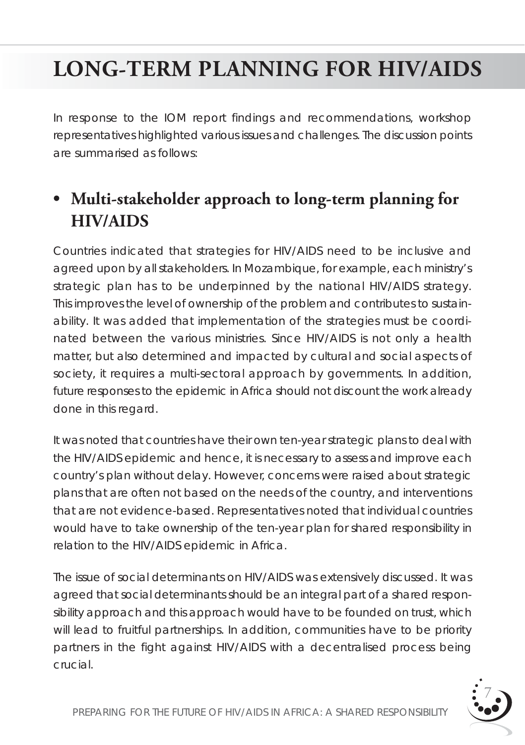# LONG-TERM PLANNING FOR HIV/AIDS

In response to the IOM report findings and recommendations, workshop representatives highlighted various issues and challenges. The discussion points are summarised as follows:

## • Multi-stakeholder approach to long-term planning for HIV/AIDS

Countries indicated that strategies for HIV/AIDS need to be inclusive and agreed upon by all stakeholders. In Mozambique, for example, each ministry's strategic plan has to be underpinned by the national HIV/AIDS strategy. This improves the level of ownership of the problem and contributes to sustainability. It was added that implementation of the strategies must be coordinated between the various ministries. Since HIV/AIDS is not only a health matter, but also determined and impacted by cultural and social aspects of society, it requires a multi-sectoral approach by governments. In addition, future responses to the epidemic in Africa should not discount the work already done in this regard.

It was noted that countries have their own ten-year strategic plans to deal with the HIV/AIDS epidemic and hence, it is necessary to assess and improve each country's plan without delay. However, concerns were raised about strategic plans that are often not based on the needs of the country, and interventions that are not evidence-based. Representatives noted that individual countries would have to take ownership of the ten-year plan for shared responsibility in relation to the HIV/AIDS epidemic in Africa.

The issue of social determinants on HIV/AIDS was extensively discussed. It was agreed that social determinants should be an integral part of a shared responsibility approach and this approach would have to be founded on trust, which will lead to fruitful partnerships. In addition, communities have to be priority partners in the fight against HIV/AIDS with a decentralised process being crucial.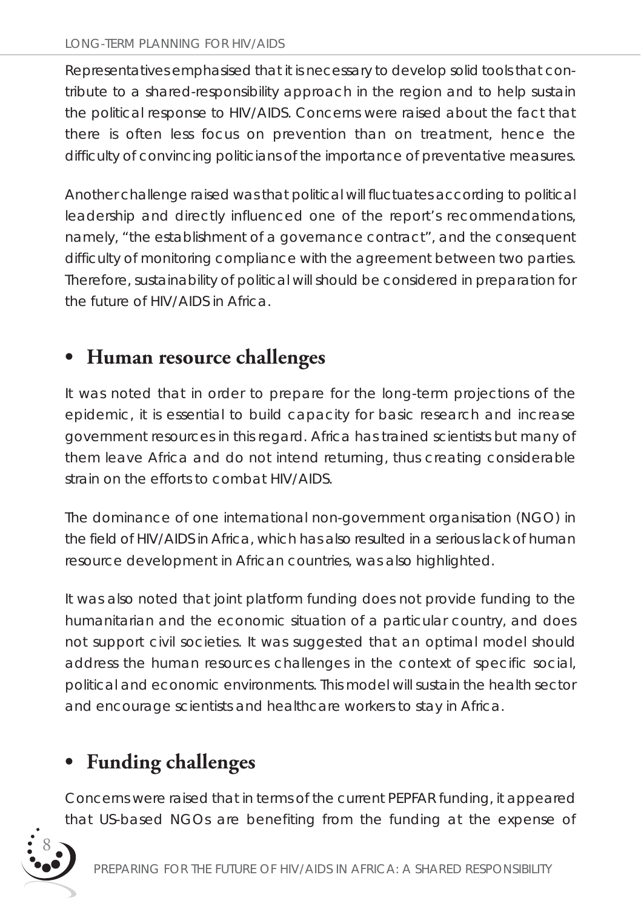Representatives emphasised that it is necessary to develop solid tools that contribute to a shared-responsibility approach in the region and to help sustain the political response to HIV/AIDS. Concerns were raised about the fact that there is often less focus on prevention than on treatment, hence the difficulty of convincing politicians of the importance of preventative measures.

Another challenge raised was that political will fluctuates according to political leadership and directly influenced one of the report's recommendations, namely, "the establishment of a governance contract", and the consequent difficulty of monitoring compliance with the agreement between two parties. Therefore, sustainability of political will should be considered in preparation for the future of HIV/AIDS in Africa.

## • Human resource challenges

It was noted that in order to prepare for the long-term projections of the epidemic, it is essential to build capacity for basic research and increase government resources in this regard. Africa has trained scientists but many of them leave Africa and do not intend returning, thus creating considerable strain on the efforts to combat HIV/AIDS.

The dominance of one international non-government organisation (NGO) in the field of HIV/AIDS in Africa, which has also resulted in a serious lack of human resource development in African countries, was also highlighted.

It was also noted that joint platform funding does not provide funding to the humanitarian and the economic situation of a particular country, and does not support civil societies. It was suggested that an optimal model should address the human resources challenges in the context of specific social, political and economic environments. This model will sustain the health sector and encourage scientists and healthcare workers to stay in Africa.

## • Funding challenges

Concerns were raised that in terms of the current PEPFAR funding, it appeared that US-based NGOs are benefiting from the funding at the expense of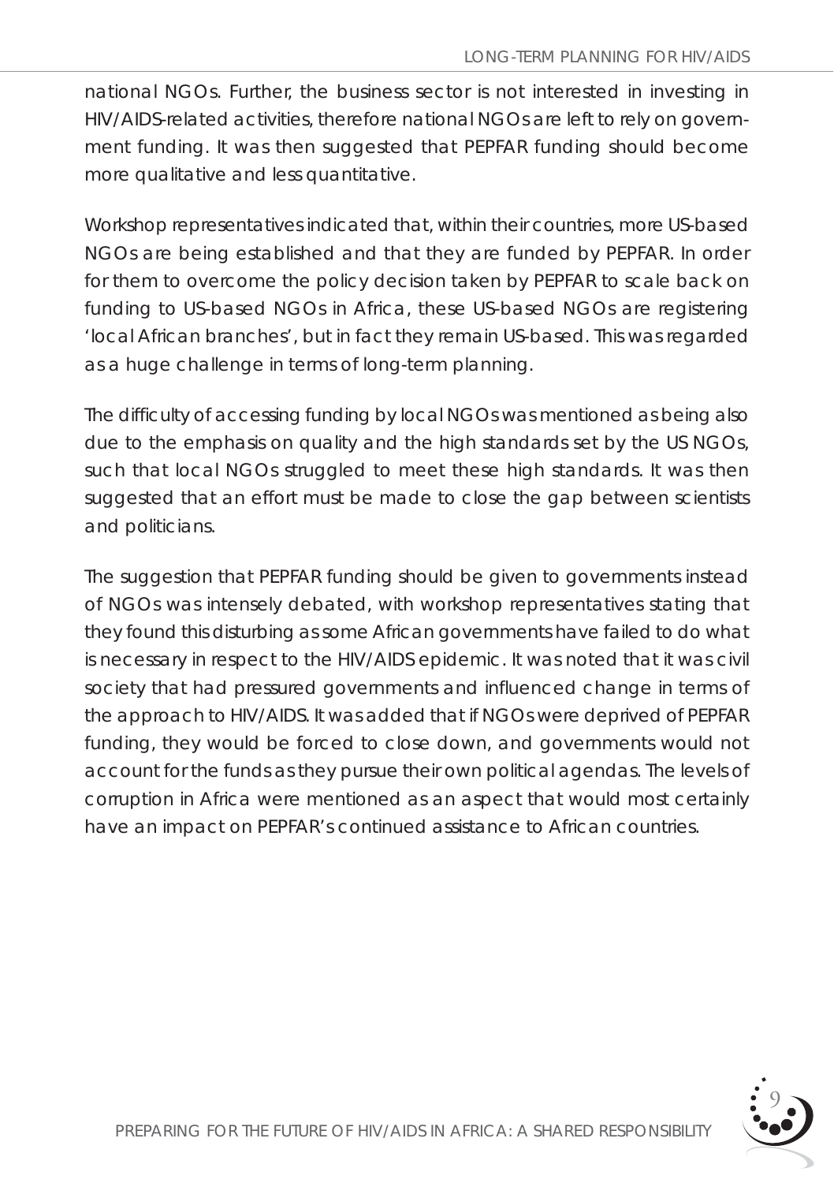national NGOs. Further, the business sector is not interested in investing in HIV/AIDS-related activities, therefore national NGOs are left to rely on government funding. It was then suggested that PEPFAR funding should become more qualitative and less quantitative.

Workshop representatives indicated that, within their countries, more US-based NGOs are being established and that they are funded by PEPFAR. In order for them to overcome the policy decision taken by PEPFAR to scale back on funding to US-based NGOs in Africa, these US-based NGOs are registering 'local African branches', but in fact they remain US-based. This was regarded as a huge challenge in terms of long-term planning.

The difficulty of accessing funding by local NGOs was mentioned as being also due to the emphasis on quality and the high standards set by the US NGOs, such that local NGOs struggled to meet these high standards. It was then suggested that an effort must be made to close the gap between scientists and politicians.

The suggestion that PEPFAR funding should be given to governments instead of NGOs was intensely debated, with workshop representatives stating that they found this disturbing as some African governments have failed to do what is necessary in respect to the HIV/AIDS epidemic. It was noted that it was civil society that had pressured governments and influenced change in terms of the approach to HIV/AIDS. It was added that if NGOs were deprived of PEPFAR funding, they would be forced to close down, and governments would not account for the funds as they pursue their own political agendas. The levels of corruption in Africa were mentioned as an aspect that would most certainly have an impact on PEPFAR's continued assistance to African countries.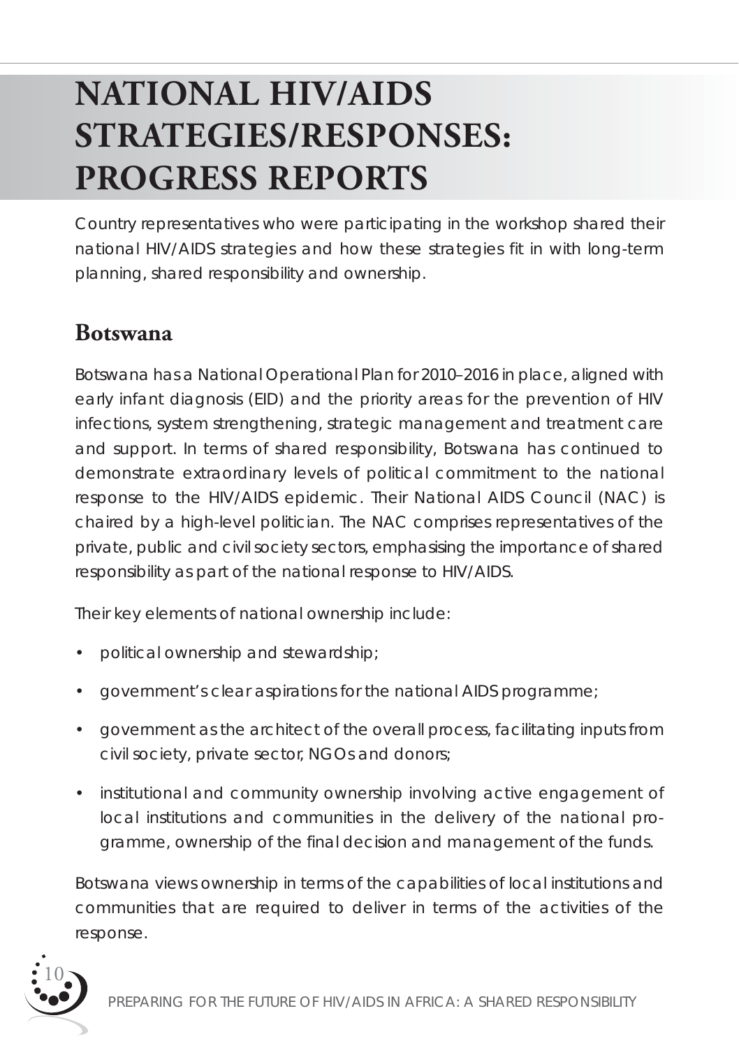# NATIONAL HIV/AIDS STRATEGIES/RESPONSES: PROGRESS REPORTS

Country representatives who were participating in the workshop shared their national HIV/AIDS strategies and how these strategies fit in with long-term planning, shared responsibility and ownership.

## Botswana

Botswana has a National Operational Plan for 2010–2016 in place, aligned with early infant diagnosis (EID) and the priority areas for the prevention of HIV infections, system strengthening, strategic management and treatment care and support. In terms of shared responsibility, Botswana has continued to demonstrate extraordinary levels of political commitment to the national response to the HIV/AIDS epidemic. Their National AIDS Council (NAC) is chaired by a high-level politician. The NAC comprises representatives of the private, public and civil society sectors, emphasising the importance of shared responsibility as part of the national response to HIV/AIDS.

Their key elements of national ownership include:

- political ownership and stewardship;
- government's clear aspirations for the national AIDS programme;
- government as the architect of the overall process, facilitating inputs from civil society, private sector, NGOs and donors;
- institutional and community ownership involving active engagement of local institutions and communities in the delivery of the national programme, ownership of the final decision and management of the funds.

Botswana views ownership in terms of the capabilities of local institutions and communities that are required to deliver in terms of the activities of the response.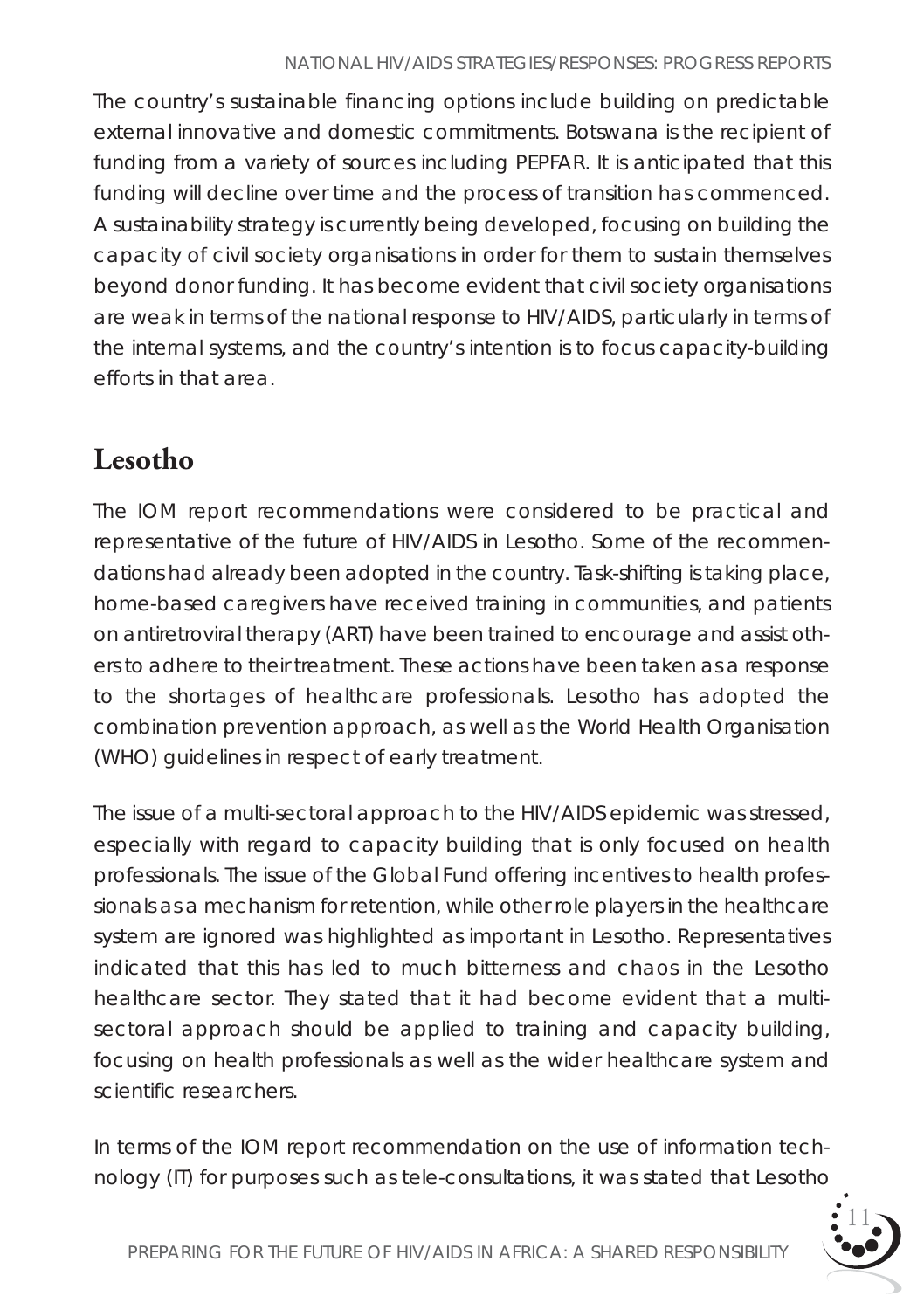The country's sustainable financing options include building on predictable external innovative and domestic commitments. Botswana is the recipient of funding from a variety of sources including PEPFAR. It is anticipated that this funding will decline over time and the process of transition has commenced. A sustainability strategy is currently being developed, focusing on building the capacity of civil society organisations in order for them to sustain themselves beyond donor funding. It has become evident that civil society organisations are weak in terms of the national response to HIV/AIDS, particularly in terms of the internal systems, and the country's intention is to focus capacity-building efforts in that area.

## Lesotho

The IOM report recommendations were considered to be practical and representative of the future of HIV/AIDS in Lesotho. Some of the recommendations had already been adopted in the country. Task-shifting is taking place, home-based caregivers have received training in communities, and patients on antiretroviral therapy (ART) have been trained to encourage and assist others to adhere to their treatment. These actions have been taken as a response to the shortages of healthcare professionals. Lesotho has adopted the combination prevention approach, as well as the World Health Organisation (WHO) guidelines in respect of early treatment.

The issue of a multi-sectoral approach to the HIV/AIDS epidemic was stressed, especially with regard to capacity building that is only focused on health professionals. The issue of the Global Fund offering incentives to health professionals as a mechanism for retention, while other role players in the healthcare system are ignored was highlighted as important in Lesotho. Representatives indicated that this has led to much bitterness and chaos in the Lesotho healthcare sector. They stated that it had become evident that a multi-sectoral approach should be applied to training and capacity building, focusing on health professionals as well as the wider healthcare system and scientific researchers.

In terms of the IOM report recommendation on the use of information technology (IT) for purposes such as tele-consultations, it was stated that Lesotho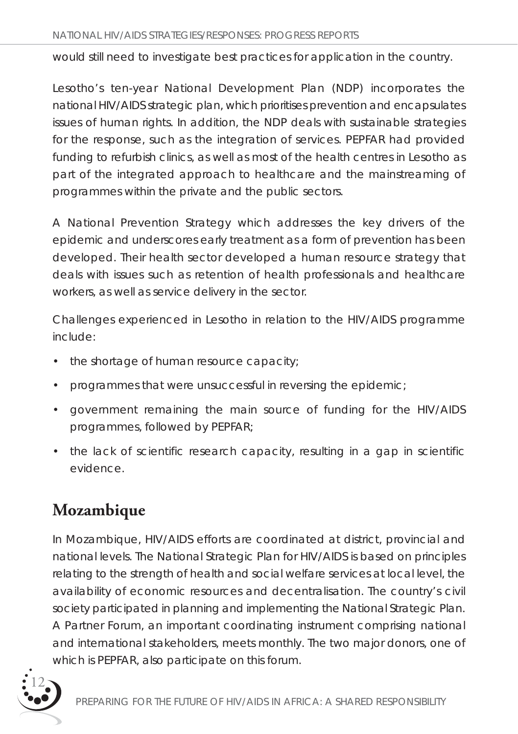would still need to investigate best practices for application in the country.

Lesotho's ten-year National Development Plan (NDP) incorporates the national HIV/AIDS strategic plan, which prioritises prevention and encapsulates issues of human rights. In addition, the NDP deals with sustainable strategies for the response, such as the integration of services. PEPFAR had provided funding to refurbish clinics, as well as most of the health centres in Lesotho as part of the integrated approach to healthcare and the mainstreaming of programmes within the private and the public sectors.

A National Prevention Strategy which addresses the key drivers of the epidemic and underscores early treatment as a form of prevention has been developed. Their health sector developed a human resource strategy that deals with issues such as retention of health professionals and healthcare workers, as well as service delivery in the sector.

Challenges experienced in Lesotho in relation to the HIV/AIDS programme include:

- the shortage of human resource capacity;
- programmes that were unsuccessful in reversing the epidemic;
- government remaining the main source of funding for the HIV/AIDS programmes, followed by PEPFAR;
- the lack of scientific research capacity, resulting in a gap in scientific evidence.

## Mozambique

In Mozambique, HIV/AIDS efforts are coordinated at district, provincial and national levels. The National Strategic Plan for HIV/AIDS is based on principles relating to the strength of health and social welfare services at local level, the availability of economic resources and decentralisation. The country's civil society participated in planning and implementing the National Strategic Plan. A Partner Forum, an important coordinating instrument comprising national and international stakeholders, meets monthly. The two major donors, one of which is PEPFAR, also participate on this forum.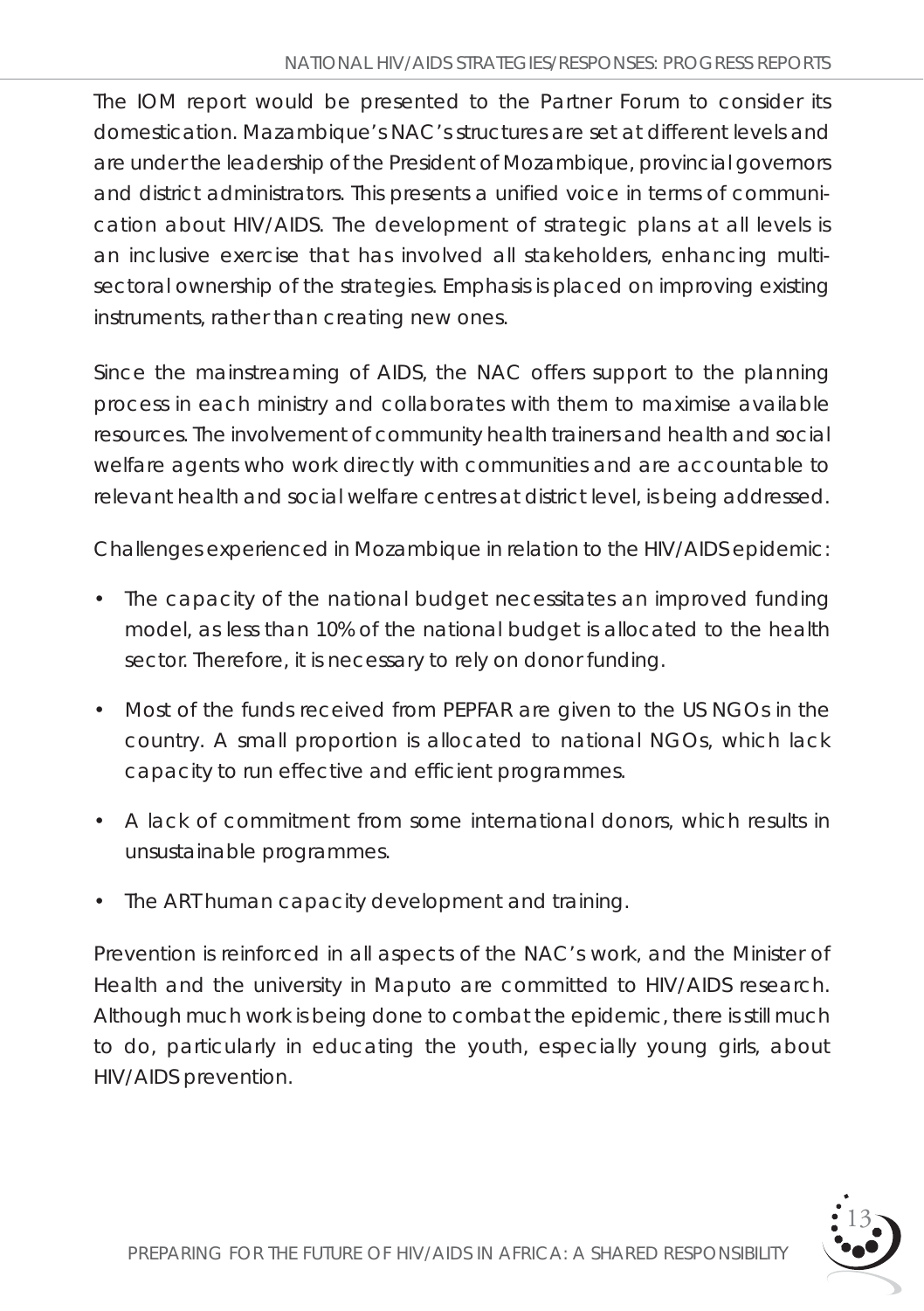The IOM report would be presented to the Partner Forum to consider its domestication. Mazambique's NAC's structures are set at different levels and are under the leadership of the President of Mozambique, provincial governors and district administrators. This presents a unified voice in terms of communication about HIV/AIDS. The development of strategic plans at all levels is an inclusive exercise that has involved all stakeholders, enhancing multi-sectoral ownership of the strategies. Emphasis is placed on improving existing instruments, rather than creating new ones.

Since the mainstreaming of AIDS, the NAC offers support to the planning process in each ministry and collaborates with them to maximise available resources. The involvement of community health trainers and health and social welfare agents who work directly with communities and are accountable to relevant health and social welfare centres at district level, is being addressed.

Challenges experienced in Mozambique in relation to the HIV/AIDS epidemic:

- The capacity of the national budget necessitates an improved funding model, as less than 10% of the national budget is allocated to the health sector. Therefore, it is necessary to rely on donor funding.
- Most of the funds received from PEPFAR are given to the US NGOs in the country. A small proportion is allocated to national NGOs, which lack capacity to run effective and efficient programmes.
- A lack of commitment from some international donors, which results in unsustainable programmes.
- The ART human capacity development and training.

Prevention is reinforced in all aspects of the NAC's work, and the Minister of Health and the university in Maputo are committed to HIV/AIDS research. Although much work is being done to combat the epidemic, there is still much to do, particularly in educating the youth, especially young girls, about HIV/AIDS prevention.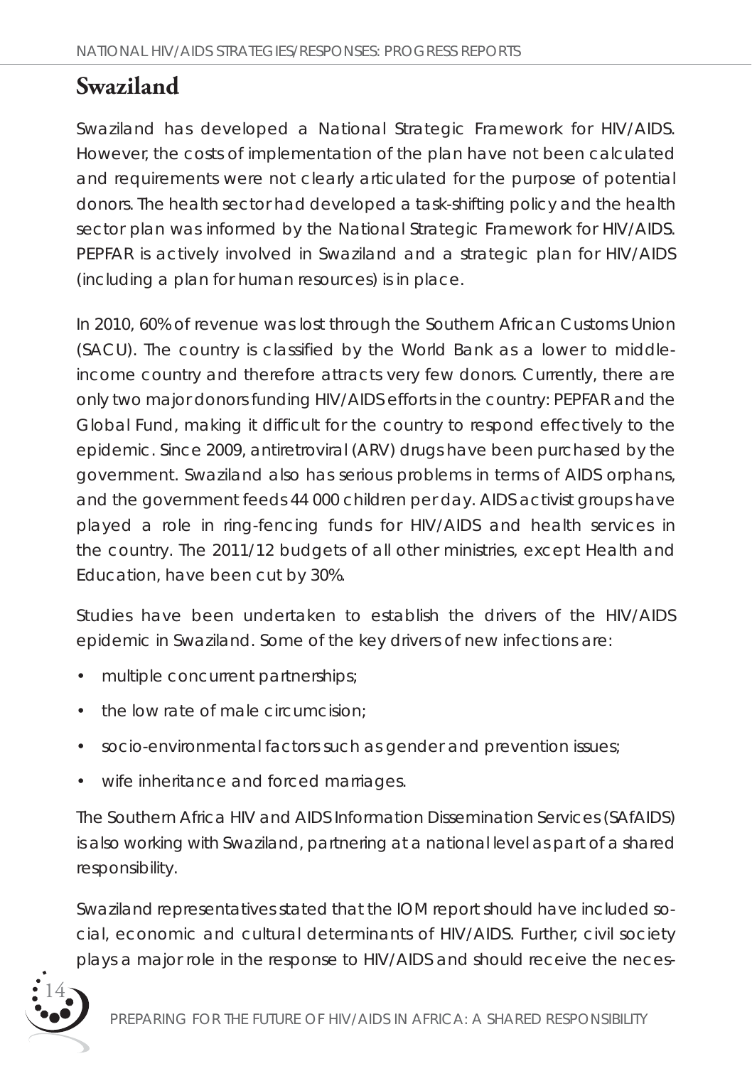# Swaziland

Swaziland has developed a National Strategic Framework for HIV/AIDS. However, the costs of implementation of the plan have not been calculated and requirements were not clearly articulated for the purpose of potential donors. The health sector had developed a task-shifting policy and the health sector plan was informed by the National Strategic Framework for HIV/AIDS. PEPFAR is actively involved in Swaziland and a strategic plan for HIV/AIDS (including a plan for human resources) is in place.

In 2010, 60% of revenue was lost through the Southern African Customs Union (SACU). The country is classified by the World Bank as a lower to middle-income country and therefore attracts very few donors. Currently, there are only two major donors funding HIV/AIDS efforts in the country: PEPFAR and the Global Fund, making it difficult for the country to respond effectively to the epidemic. Since 2009, antiretroviral (ARV) drugs have been purchased by the government. Swaziland also has serious problems in terms of AIDS orphans, and the government feeds 44 000 children per day. AIDS activist groups have played a role in ring-fencing funds for HIV/AIDS and health services in the country. The 2011/12 budgets of all other ministries, except Health and Education, have been cut by 30%.

Studies have been undertaken to establish the drivers of the HIV/AIDS epidemic in Swaziland. Some of the key drivers of new infections are:

- multiple concurrent partnerships;
- the low rate of male circumcision;
- socio-environmental factors such as gender and prevention issues;
- wife inheritance and forced marriages.

The Southern Africa HIV and AIDS Information Dissemination Services (SAfAIDS) is also working with Swaziland, partnering at a national level as part of a shared responsibility.

Swaziland representatives stated that the IOM report should have included social, economic and cultural determinants of HIV/AIDS. Further, civil society plays a major role in the response to HIV/AIDS and should receive the neces-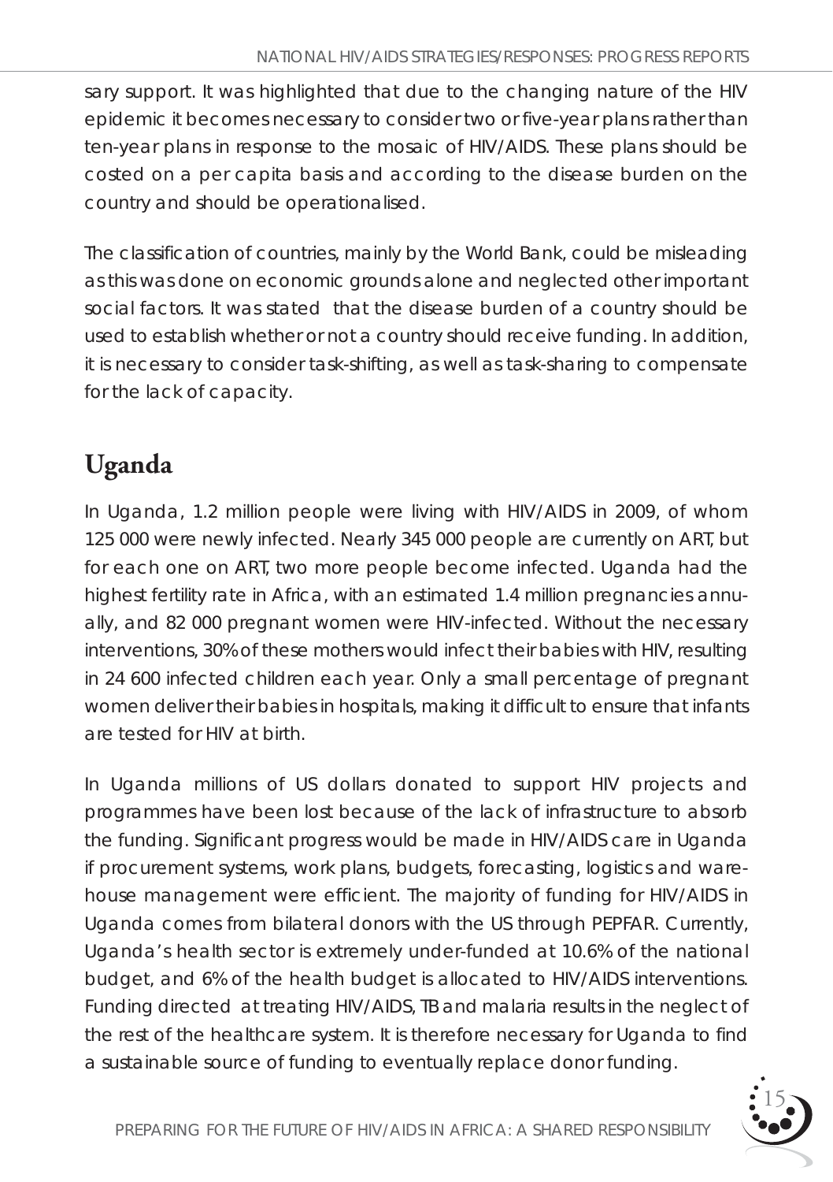sary support. It was highlighted that due to the changing nature of the HIV epidemic it becomes necessary to consider two or five-year plans rather than ten-year plans in response to the mosaic of HIV/AIDS. These plans should be costed on a per capita basis and according to the disease burden on the country and should be operationalised.

The classification of countries, mainly by the World Bank, could be misleading as this was done on economic grounds alone and neglected other important social factors. It was stated that the disease burden of a country should be used to establish whether or not a country should receive funding. In addition, it is necessary to consider task-shifting, as well as task-sharing to compensate for the lack of capacity.

## Uganda

In Uganda, 1.2 million people were living with HIV/AIDS in 2009, of whom 125 000 were newly infected. Nearly 345 000 people are currently on ART, but for each one on ART, two more people become infected. Uganda had the highest fertility rate in Africa, with an estimated 1.4 million pregnancies annually, and 82 000 pregnant women were HIV-infected. Without the necessary interventions, 30% of these mothers would infect their babies with HIV, resulting in 24 600 infected children each year. Only a small percentage of pregnant women deliver their babies in hospitals, making it difficult to ensure that infants are tested for HIV at birth.

In Uganda millions of US dollars donated to support HIV projects and programmes have been lost because of the lack of infrastructure to absorb the funding. Significant progress would be made in HIV/AIDS care in Uganda if procurement systems, work plans, budgets, forecasting, logistics and warehouse management were efficient. The majority of funding for HIV/AIDS in Uganda comes from bilateral donors with the US through PEPFAR. Currently, Uganda's health sector is extremely under-funded at 10.6% of the national budget, and 6% of the health budget is allocated to HIV/AIDS interventions. Funding directed at treating HIV/AIDS, TB and malaria results in the neglect of the rest of the healthcare system. It is therefore necessary for Uganda to find a sustainable source of funding to eventually replace donor funding.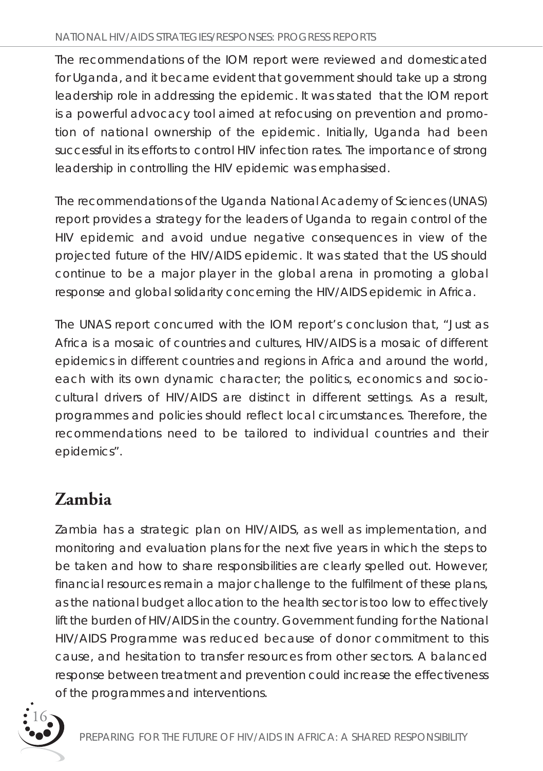The recommendations of the IOM report were reviewed and domesticated for Uganda, and it became evident that government should take up a strong leadership role in addressing the epidemic. It was stated that the IOM report is a powerful advocacy tool aimed at refocusing on prevention and promotion of national ownership of the epidemic. Initially, Uganda had been successful in its efforts to control HIV infection rates. The importance of strong leadership in controlling the HIV epidemic was emphasised.

The recommendations of the Uganda National Academy of Sciences (UNAS) report provides a strategy for the leaders of Uganda to regain control of the HIV epidemic and avoid undue negative consequences in view of the projected future of the HIV/AIDS epidemic. It was stated that the US should continue to be a major player in the global arena in promoting a global response and global solidarity concerning the HIV/AIDS epidemic in Africa.

The UNAS report concurred with the IOM report's conclusion that, "Just as Africa is a mosaic of countries and cultures, HIV/AIDS is a mosaic of different epidemics in different countries and regions in Africa and around the world, each with its own dynamic character; the politics, economics and socio-cultural drivers of HIV/AIDS are distinct in different settings. As a result, programmes and policies should reflect local circumstances. Therefore, the recommendations need to be tailored to individual countries and their epidemics".

## Zambia

Zambia has a strategic plan on HIV/AIDS, as well as implementation, and monitoring and evaluation plans for the next five years in which the steps to be taken and how to share responsibilities are clearly spelled out. However, financial resources remain a major challenge to the fulfilment of these plans, as the national budget allocation to the health sector is too low to effectively lift the burden of HIV/AIDS in the country. Government funding for the National HIV/AIDS Programme was reduced because of donor commitment to this cause, and hesitation to transfer resources from other sectors. A balanced response between treatment and prevention could increase the effectiveness of the programmes and interventions.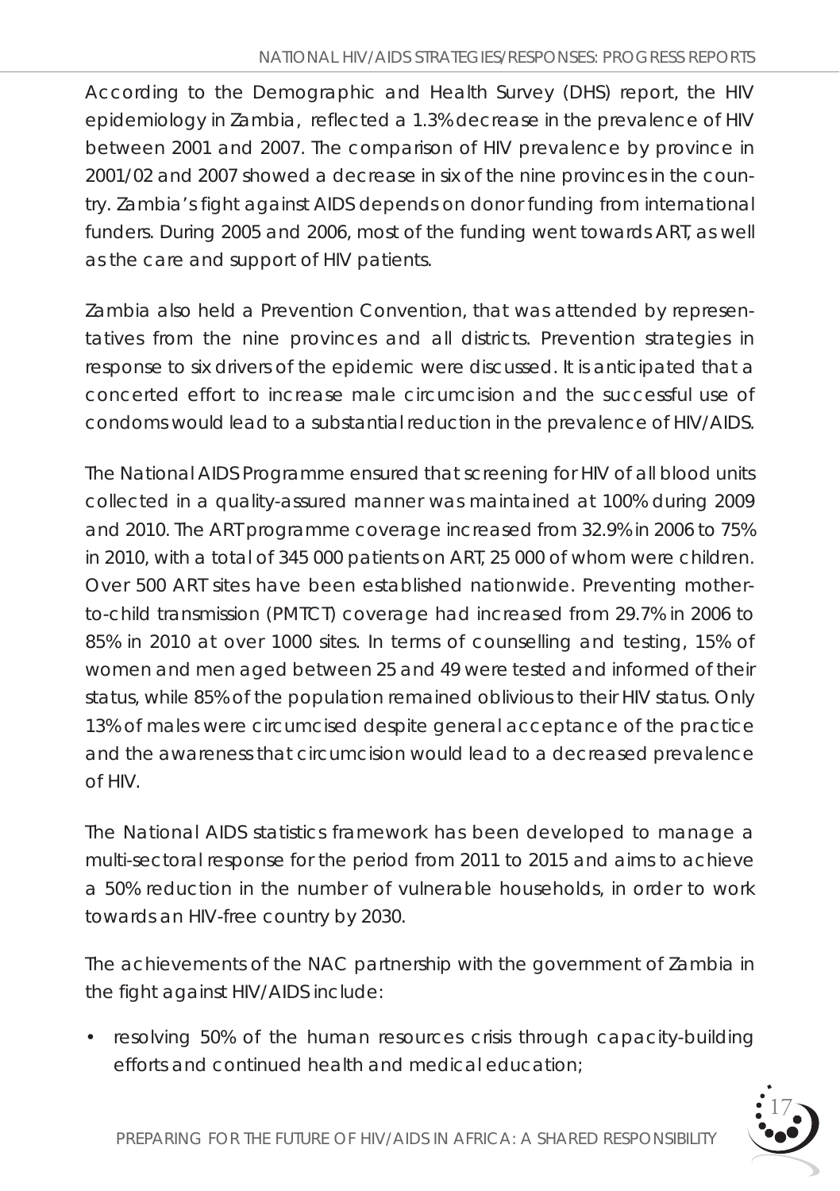According to the Demographic and Health Survey (DHS) report, the HIV epidemiology in Zambia, reflected a 1.3% decrease in the prevalence of HIV between 2001 and 2007. The comparison of HIV prevalence by province in 2001/02 and 2007 showed a decrease in six of the nine provinces in the country. Zambia's fight against AIDS depends on donor funding from international funders. During 2005 and 2006, most of the funding went towards ART, as well as the care and support of HIV patients.

Zambia also held a Prevention Convention, that was attended by representatives from the nine provinces and all districts. Prevention strategies in response to six drivers of the epidemic were discussed. It is anticipated that a concerted effort to increase male circumcision and the successful use of condoms would lead to a substantial reduction in the prevalence of HIV/AIDS.

The National AIDS Programme ensured that screening for HIV of all blood units collected in a quality-assured manner was maintained at 100% during 2009 and 2010. The ART programme coverage increased from 32.9% in 2006 to 75% in 2010, with a total of 345 000 patients on ART, 25 000 of whom were children. Over 500 ART sites have been established nationwide. Preventing mother-to-child transmission (PMTCT) coverage had increased from 29.7% in 2006 to 85% in 2010 at over 1000 sites. In terms of counselling and testing, 15% of women and men aged between 25 and 49 were tested and informed of their status, while 85% of the population remained oblivious to their HIV status. Only 13% of males were circumcised despite general acceptance of the practice and the awareness that circumcision would lead to a decreased prevalence of HIV.

The National AIDS statistics framework has been developed to manage a multi-sectoral response for the period from 2011 to 2015 and aims to achieve a 50% reduction in the number of vulnerable households, in order to work towards an HIV-free country by 2030.

The achievements of the NAC partnership with the government of Zambia in the fight against HIV/AIDS include:

- resolving 50% of the human resources crisis through capacity-building efforts and continued health and medical education;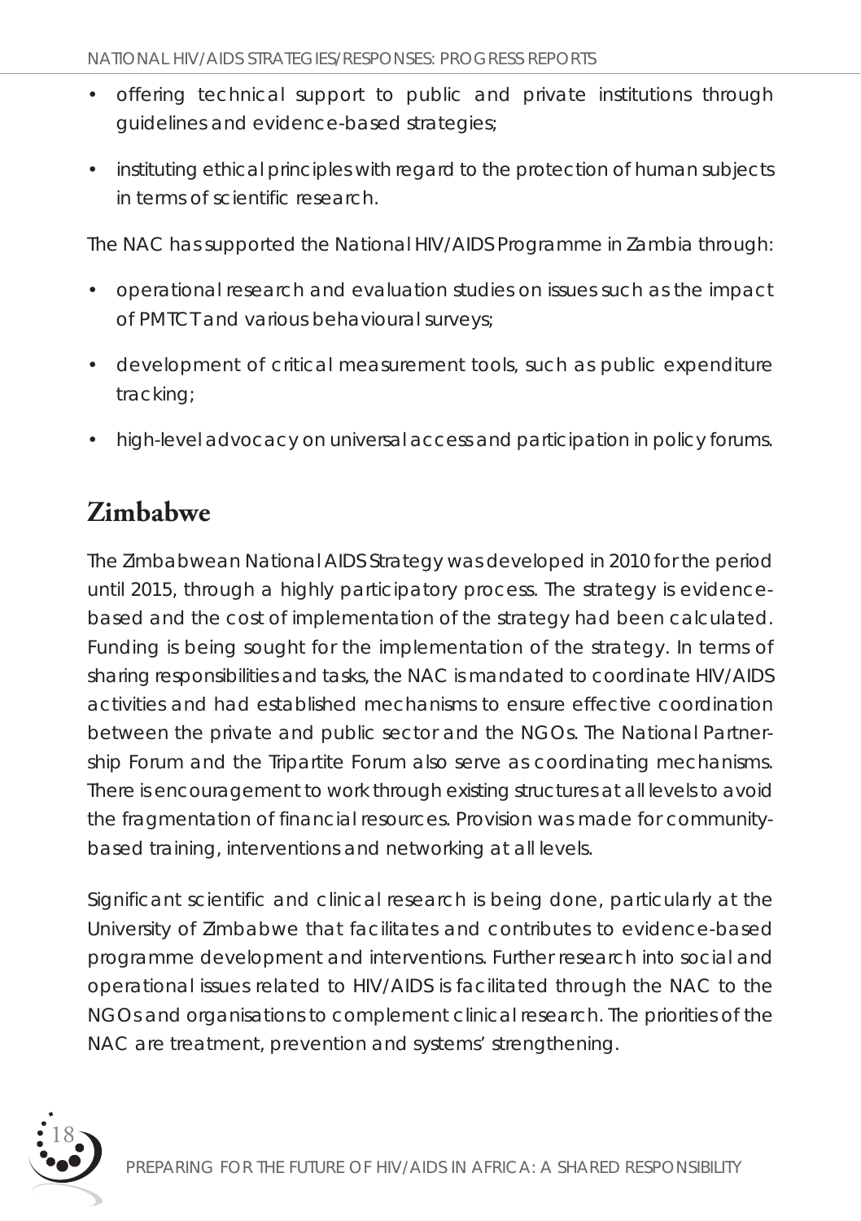- offering technical support to public and private institutions through guidelines and evidence-based strategies;
- instituting ethical principles with regard to the protection of human subjects in terms of scientific research.

The NAC has supported the National HIV/AIDS Programme in Zambia through:

- operational research and evaluation studies on issues such as the impact of PMTCT and various behavioural surveys;
- development of critical measurement tools, such as public expenditure tracking;
- high-level advocacy on universal access and participation in policy forums.

## Zimbabwe

The Zimbabwean National AIDS Strategy was developed in 2010 for the period until 2015, through a highly participatory process. The strategy is evidence-based and the cost of implementation of the strategy had been calculated. Funding is being sought for the implementation of the strategy. In terms of sharing responsibilities and tasks, the NAC is mandated to coordinate HIV/AIDS activities and had established mechanisms to ensure effective coordination between the private and public sector and the NGOs. The National Partnership Forum and the Tripartite Forum also serve as coordinating mechanisms. There is encouragement to work through existing structures at all levels to avoid the fragmentation of financial resources. Provision was made for community-based training, interventions and networking at all levels.

Significant scientific and clinical research is being done, particularly at the University of Zimbabwe that facilitates and contributes to evidence-based programme development and interventions. Further research into social and operational issues related to HIV/AIDS is facilitated through the NAC to the NGOs and organisations to complement clinical research. The priorities of the NAC are treatment, prevention and systems' strengthening.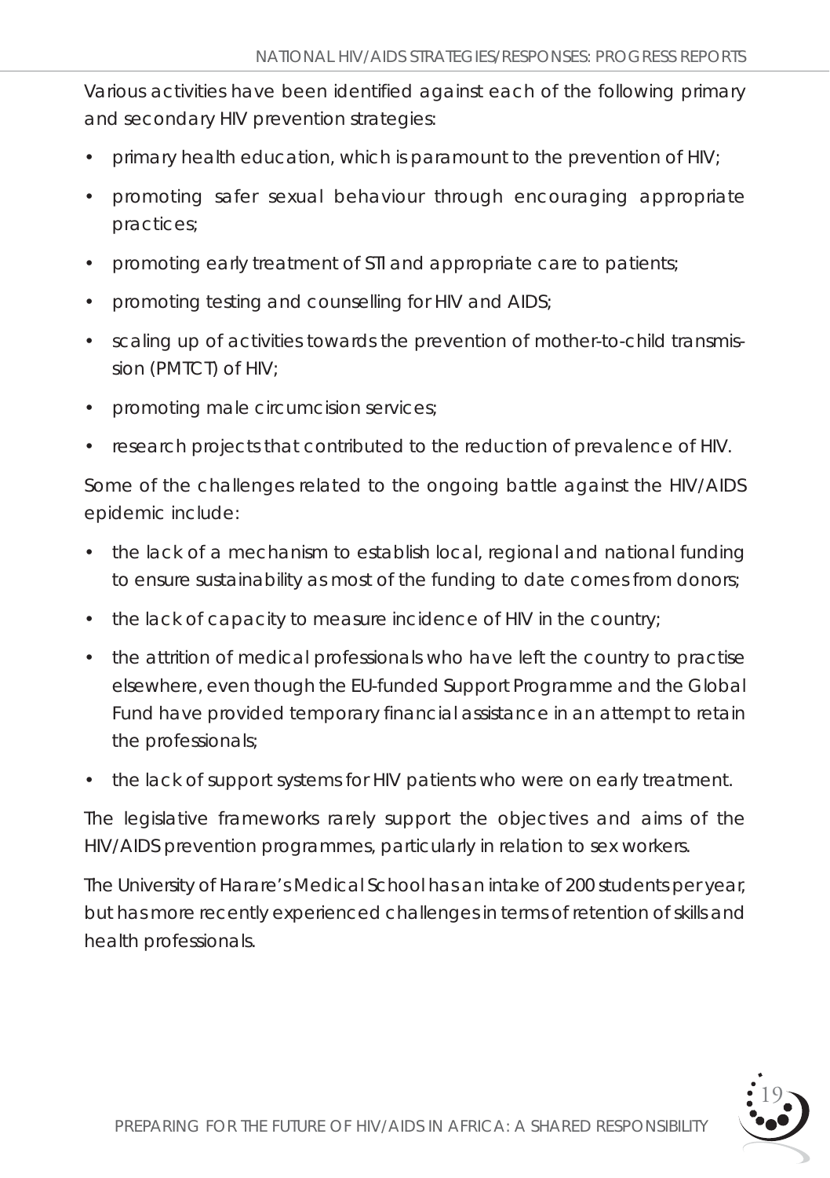Various activities have been identified against each of the following primary and secondary HIV prevention strategies:

- primary health education, which is paramount to the prevention of HIV;
- promoting safer sexual behaviour through encouraging appropriate practices;
- promoting early treatment of STI and appropriate care to patients;
- promoting testing and counselling for HIV and AIDS;
- scaling up of activities towards the prevention of mother-to-child transmission (PMTCT) of HIV;
- promoting male circumcision services;
- research projects that contributed to the reduction of prevalence of HIV.

Some of the challenges related to the ongoing battle against the HIV/AIDS epidemic include:

- the lack of a mechanism to establish local, regional and national funding to ensure sustainability as most of the funding to date comes from donors;
- the lack of capacity to measure incidence of HIV in the country;
- the attrition of medical professionals who have left the country to practise elsewhere, even though the EU-funded Support Programme and the Global Fund have provided temporary financial assistance in an attempt to retain the professionals;
- the lack of support systems for HIV patients who were on early treatment.

The legislative frameworks rarely support the objectives and aims of the HIV/AIDS prevention programmes, particularly in relation to sex workers.

The University of Harare's Medical School has an intake of 200 students per year, but has more recently experienced challenges in terms of retention of skills and health professionals.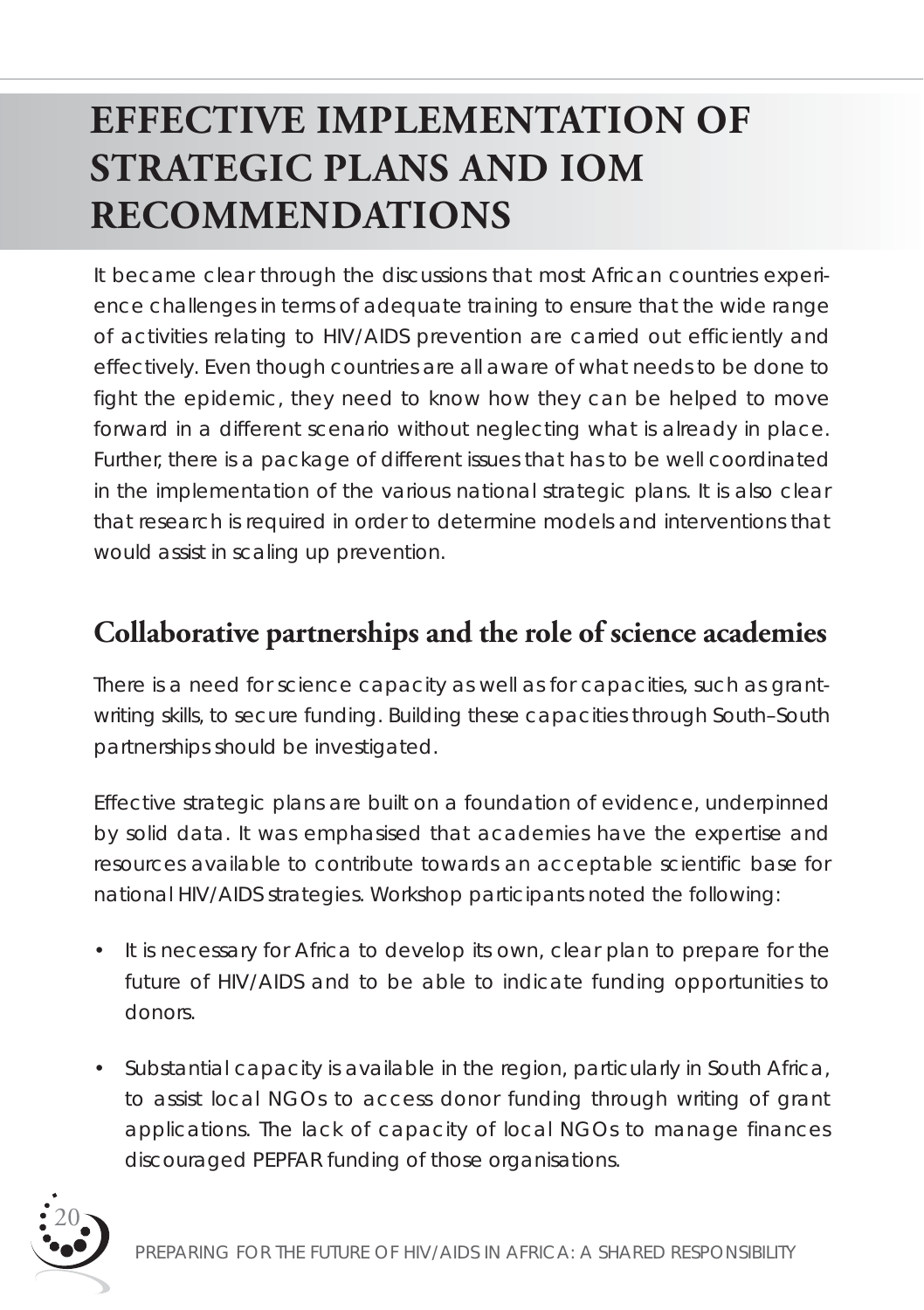# EFFECTIVE IMPLEMENTATION OF STRATEGIC PLANS AND IOM RECOMMENDATIONS

It became clear through the discussions that most African countries experience challenges in terms of adequate training to ensure that the wide range of activities relating to HIV/AIDS prevention are carried out efficiently and effectively. Even though countries are all aware of what needs to be done to fight the epidemic, they need to know how they can be helped to move forward in a different scenario without neglecting what is already in place. Further, there is a package of different issues that has to be well coordinated in the implementation of the various national strategic plans. It is also clear that research is required in order to determine models and interventions that would assist in scaling up prevention.

## Collaborative partnerships and the role of science academies

There is a need for science capacity as well as for capacities, such as grant-writing skills, to secure funding. Building these capacities through South–South partnerships should be investigated.

Effective strategic plans are built on a foundation of evidence, underpinned by solid data. It was emphasised that academies have the expertise and resources available to contribute towards an acceptable scientific base for national HIV/AIDS strategies. Workshop participants noted the following:

- It is necessary for Africa to develop its own, clear plan to prepare for the future of HIV/AIDS and to be able to indicate funding opportunities to donors.
- Substantial capacity is available in the region, particularly in South Africa, to assist local NGOs to access donor funding through writing of grant applications. The lack of capacity of local NGOs to manage finances discouraged PEPFAR funding of those organisations.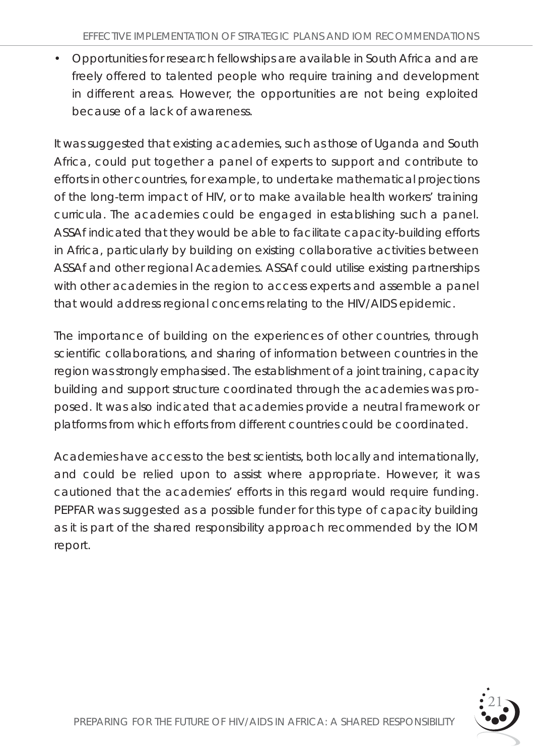- Opportunities for research fellowships are available in South Africa and are freely offered to talented people who require training and development in different areas. However, the opportunities are not being exploited because of a lack of awareness.

It was suggested that existing academies, such as those of Uganda and South Africa, could put together a panel of experts to support and contribute to efforts in other countries, for example, to undertake mathematical projections of the long-term impact of HIV, or to make available health workers' training curricula. The academies could be engaged in establishing such a panel. ASSAf indicated that they would be able to facilitate capacity-building efforts in Africa, particularly by building on existing collaborative activities between ASSAf and other regional Academies. ASSAf could utilise existing partnerships with other academies in the region to access experts and assemble a panel that would address regional concerns relating to the HIV/AIDS epidemic.

The importance of building on the experiences of other countries, through scientific collaborations, and sharing of information between countries in the region was strongly emphasised. The establishment of a joint training, capacity building and support structure coordinated through the academies was proposed. It was also indicated that academies provide a neutral framework or platforms from which efforts from different countries could be coordinated.

Academies have access to the best scientists, both locally and internationally, and could be relied upon to assist where appropriate. However, it was cautioned that the academies' efforts in this regard would require funding. PEPFAR was suggested as a possible funder for this type of capacity building as it is part of the shared responsibility approach recommended by the IOM report.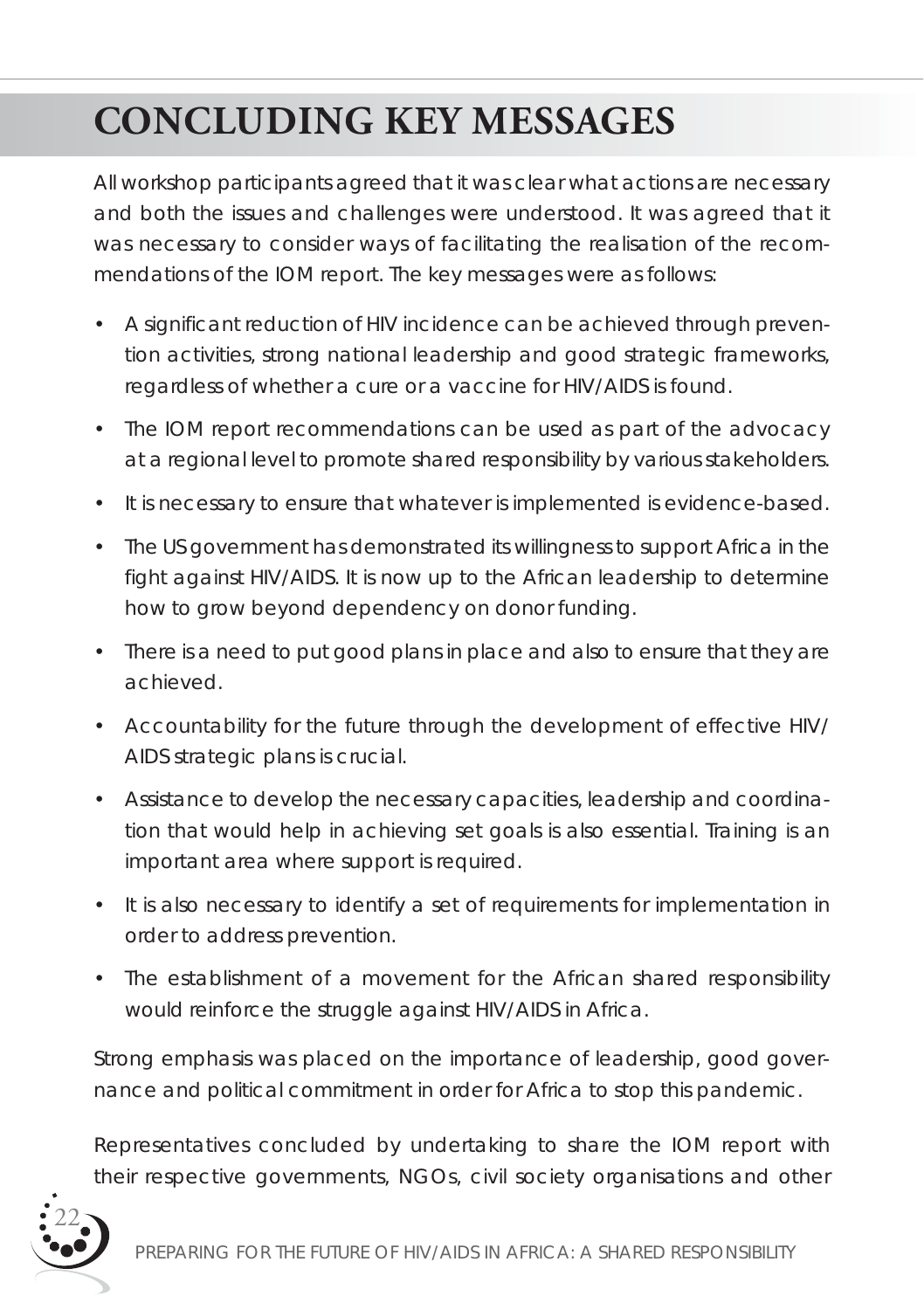# CONCLUDING KEY MESSAGES

All workshop participants agreed that it was clear what actions are necessary and both the issues and challenges were understood. It was agreed that it was necessary to consider ways of facilitating the realisation of the recommendations of the IOM report. The key messages were as follows:

- A significant reduction of HIV incidence can be achieved through prevention activities, strong national leadership and good strategic frameworks, regardless of whether a cure or a vaccine for HIV/AIDS is found.
- The IOM report recommendations can be used as part of the advocacy at a regional level to promote shared responsibility by various stakeholders.
- It is necessary to ensure that whatever is implemented is evidence-based.
- The US government has demonstrated its willingness to support Africa in the fight against HIV/AIDS. It is now up to the African leadership to determine how to grow beyond dependency on donor funding.
- There is a need to put good plans in place and also to ensure that they are achieved.
- Accountability for the future through the development of effective HIV/AIDS strategic plans is crucial.
- Assistance to develop the necessary capacities, leadership and coordination that would help in achieving set goals is also essential. Training is an important area where support is required.
- It is also necessary to identify a set of requirements for implementation in order to address prevention.
- The establishment of a movement for the African shared responsibility would reinforce the struggle against HIV/AIDS in Africa.

Strong emphasis was placed on the importance of leadership, good governance and political commitment in order for Africa to stop this pandemic.

Representatives concluded by undertaking to share the IOM report with their respective governments, NGOs, civil society organisations and other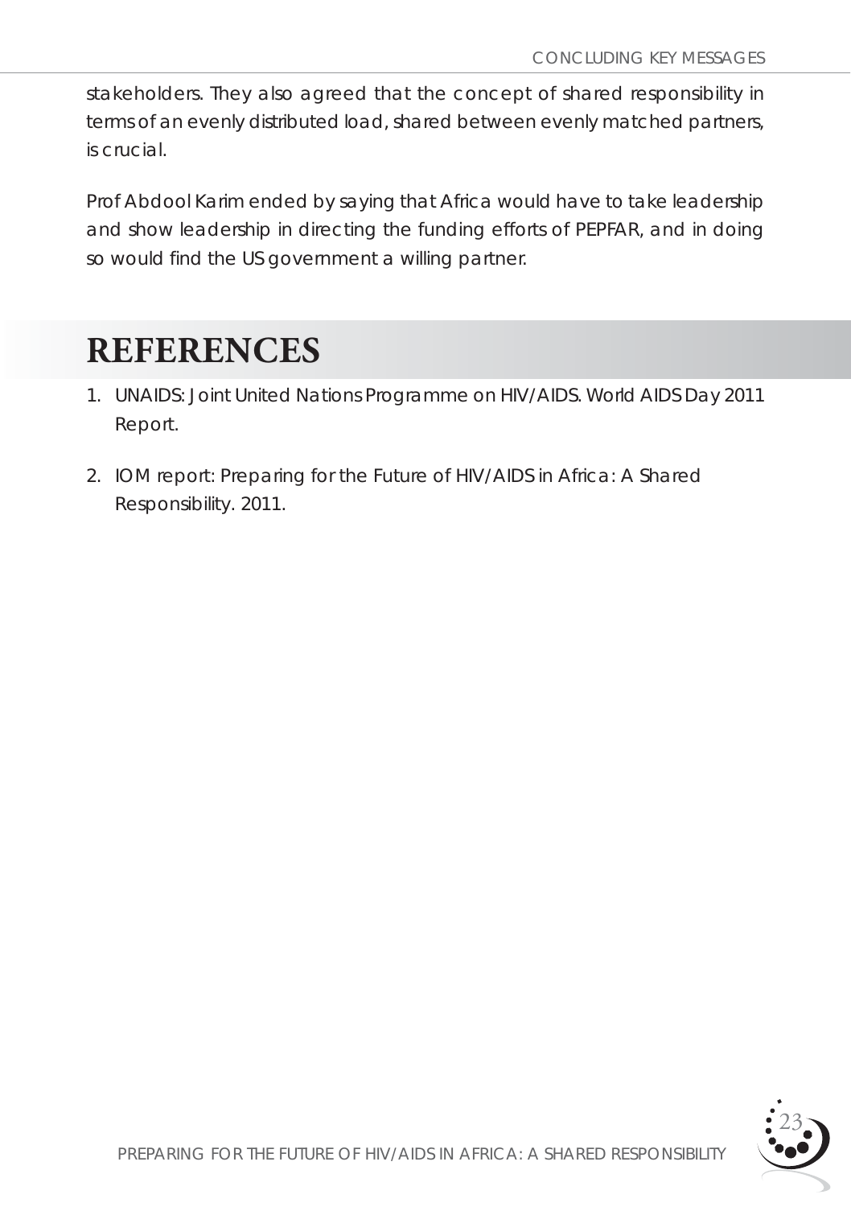stakeholders. They also agreed that the concept of shared responsibility in terms of an evenly distributed load, shared between evenly matched partners, is crucial.

Prof Abdool Karim ended by saying that Africa would have to take leadership and show leadership in directing the funding efforts of PEPFAR, and in doing so would find the US government a willing partner.

# REFERENCES

1. UNAIDS: Joint United Nations Programme on HIV/AIDS. World AIDS Day 2011 Report.
2. IOM report: Preparing for the Future of HIV/AIDS in Africa: A Shared Responsibility. 2011.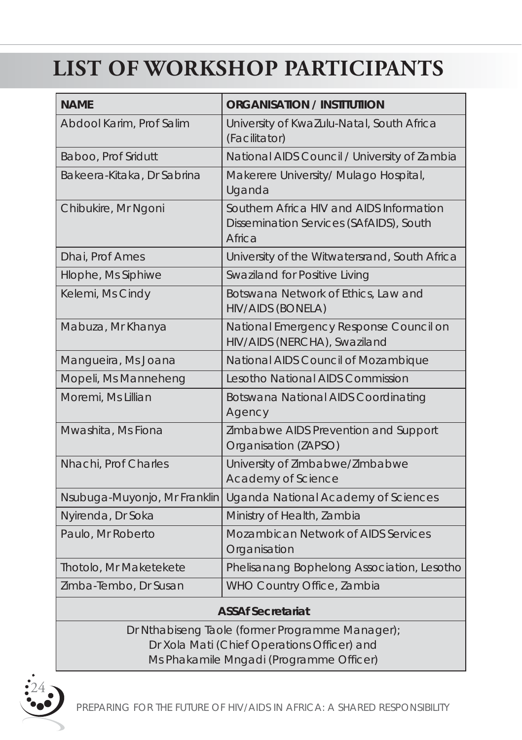# LIST OF WORKSHOP PARTICIPANTS

| NAME | ORGANISATION / INSTITUTIION |
|---|---|
| Abdool Karim, Prof Salim | University of KwaZulu-Natal, South Africa (Facilitator) |
| Baboo, Prof Sridutt | National AIDS Council / University of Zambia |
| Bakeera-Kitaka, Dr Sabrina | Makerere University/ Mulago Hospital, Uganda |
| Chibukire, Mr Ngoni | Southern Africa HIV and AIDS Information Dissemination Services (SAfAIDS), South Africa |
| Dhai, Prof Ames | University of the Witwatersrand, South Africa |
| Hlophe, Ms Siphiwe | Swaziland for Positive Living |
| Kelemi, Ms Cindy | Botswana Network of Ethics, Law and HIV/AIDS (BONELA) |
| Mabuza, Mr Khanya | National Emergency Response Council on HIV/AIDS (NERCHA), Swaziland |
| Mangueira, Ms Joana | National AIDS Council of Mozambique |
| Mopeli, Ms Manneheng | Lesotho National AIDS Commission |
| Moremi, Ms Lillian | Botswana National AIDS Coordinating Agency |
| Mwashita, Ms Fiona | Zimbabwe AIDS Prevention and Support Organisation (ZAPSO) |
| Nhachi, Prof Charles | University of Zimbabwe/Zimbabwe Academy of Science |
| Nsubuga-Muyonjo, Mr Franklin | Uganda National Academy of Sciences |
| Nyirenda, Dr Soka | Ministry of Health, Zambia |
| Paulo, Mr Roberto | Mozambican Network of AIDS Services Organisation |
| Thotolo, Mr Maketekete | Phelisanang Bophelong Association, Lesotho |
| Zimba-Tembo, Dr Susan | WHO Country Office, Zambia |
| **ASSAf Secretariat** | |
| Dr Nthabiseng Taole (former Programme Manager); Dr Xola Mati (Chief Operations Officer) and Ms Phakamile Mngadi (Programme Officer) | |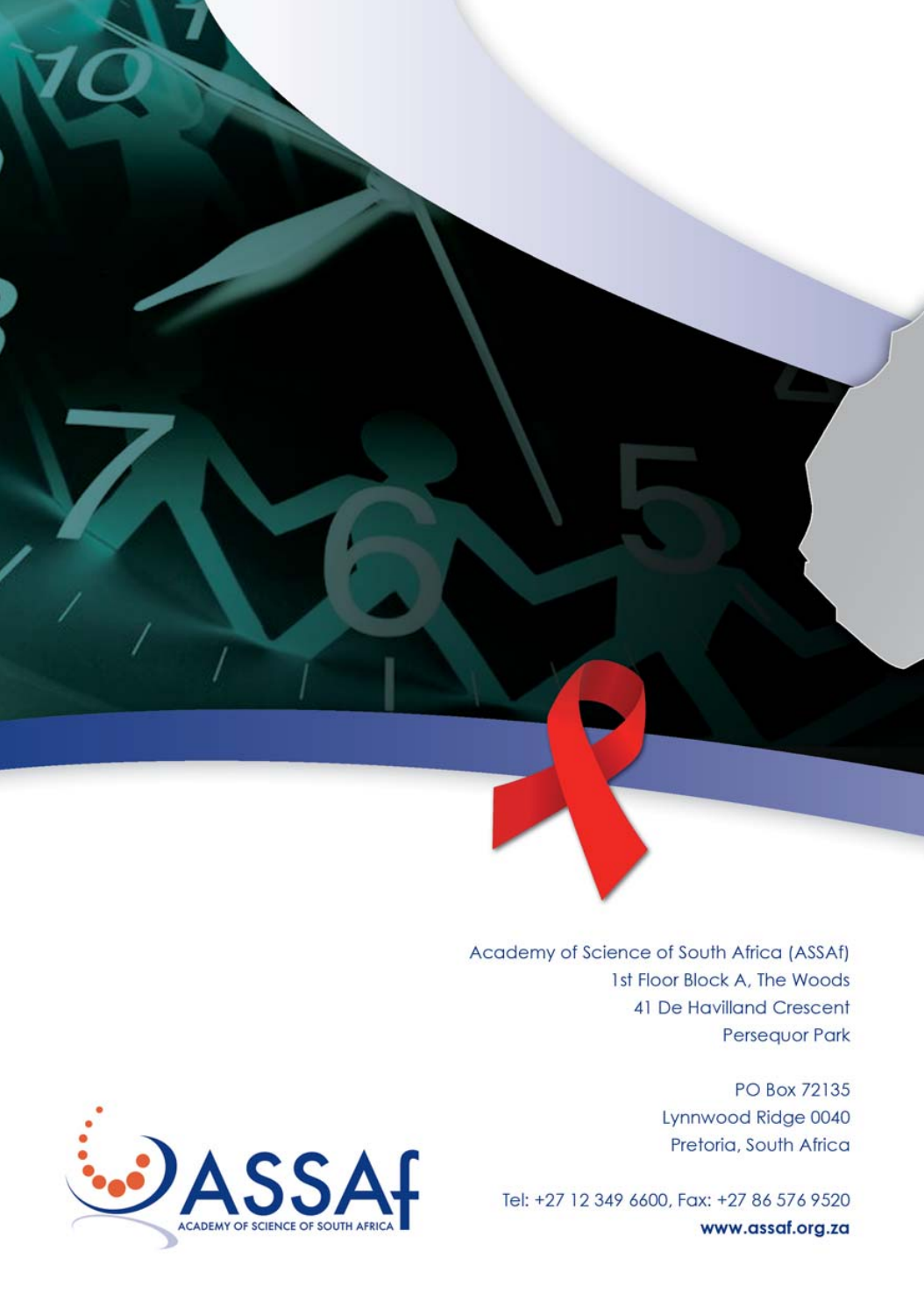Academy of Science of South Africa (ASSAf)
1st Floor Block A, The Woods
41 De Havilland Crescent
Persequor Park

PO Box 72135
Lynnwood Ridge 0040
Pretoria, South Africa

Tel: +27 12 349 6600, Fax: +27 86 576 9520
**www.assaf.org.za**

ASSAf
ACADEMY OF SCIENCE OF SOUTH AFRICA